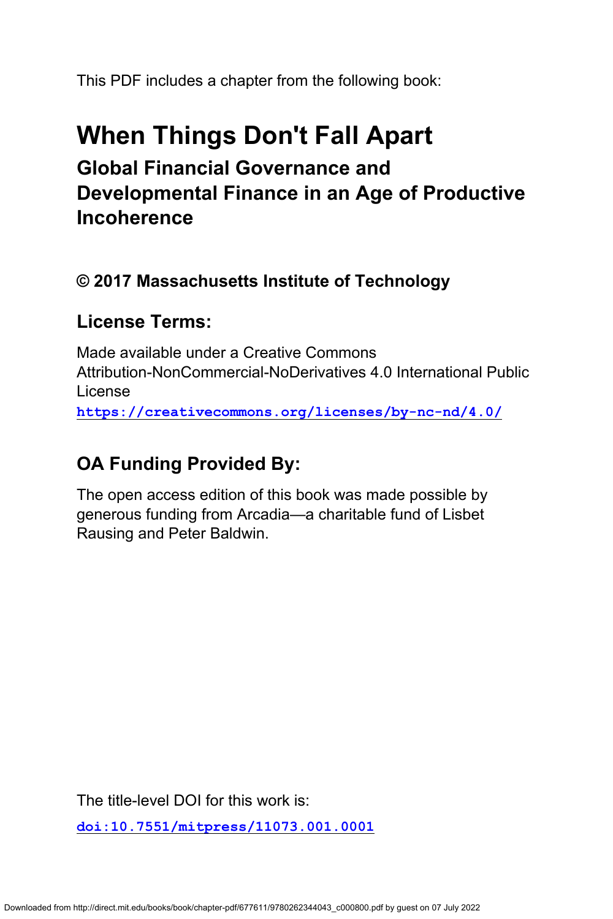This PDF includes a chapter from the following book:

# When Things Don't Fall Apart

## Global Financial Governance and Developmental Finance in an Age of Productive Incoherence

### © 2017 Massachusetts Institute of Technology

## License Terms:

Made available under a Creative Commons Attribution-NonCommercial-NoDerivatives 4.0 International Public License

**https://creativecommons.org/licenses/by-nc-nd/4.0/**

## OA Funding Provided By:

The open access edition of this book was made possible by generous funding from Arcadia—a charitable fund of Lisbet Rausing and Peter Baldwin.

The title-level DOI for this work is:

**doi:10.7551/mitpress/11073.001.0001**

Downloaded from http://direct.mit.edu/books/book/chapter-pdf/677611/9780262344043_c000800.pdf by guest on 07 July 2022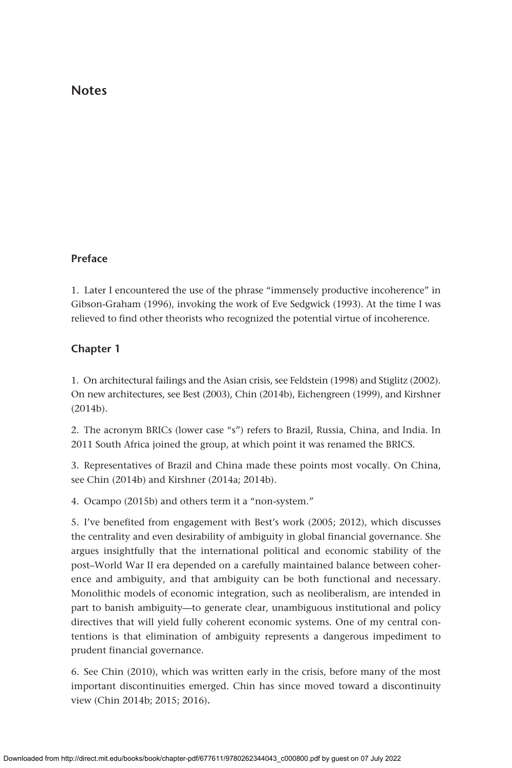# Notes

## Preface

1. Later I encountered the use of the phrase “immensely productive incoherence” in Gibson-Graham (1996), invoking the work of Eve Sedgwick (1993). At the time I was relieved to find other theorists who recognized the potential virtue of incoherence.

## Chapter 1

1. On architectural failings and the Asian crisis, see Feldstein (1998) and Stiglitz (2002). On new architectures, see Best (2003), Chin (2014b), Eichengreen (1999), and Kirshner (2014b).

2. The acronym BRICs (lower case “s”) refers to Brazil, Russia, China, and India. In 2011 South Africa joined the group, at which point it was renamed the BRICS.

3. Representatives of Brazil and China made these points most vocally. On China, see Chin (2014b) and Kirshner (2014a; 2014b).

4. Ocampo (2015b) and others term it a “non-system.”

5. I’ve benefited from engagement with Best’s work (2005; 2012), which discusses the centrality and even desirability of ambiguity in global financial governance. She argues insightfully that the international political and economic stability of the post–World War II era depended on a carefully maintained balance between coherence and ambiguity, and that ambiguity can be both functional and necessary. Monolithic models of economic integration, such as neoliberalism, are intended in part to banish ambiguity—to generate clear, unambiguous institutional and policy directives that will yield fully coherent economic systems. One of my central contentions is that elimination of ambiguity represents a dangerous impediment to prudent financial governance.

6. See Chin (2010), which was written early in the crisis, before many of the most important discontinuities emerged. Chin has since moved toward a discontinuity view (Chin 2014b; 2015; 2016).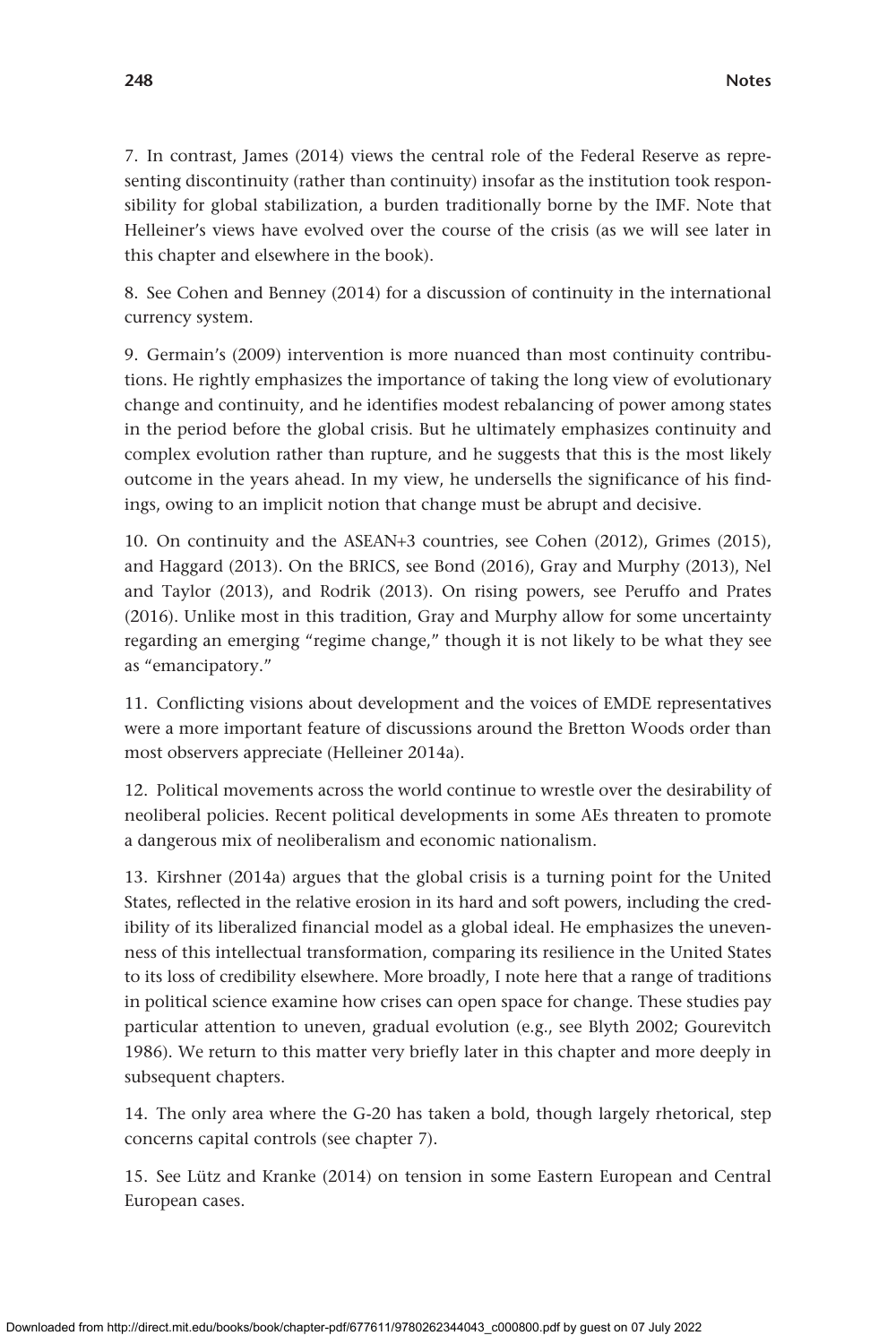7. In contrast, James (2014) views the central role of the Federal Reserve as representing discontinuity (rather than continuity) insofar as the institution took responsibility for global stabilization, a burden traditionally borne by the IMF. Note that Helleiner's views have evolved over the course of the crisis (as we will see later in this chapter and elsewhere in the book).

8. See Cohen and Benney (2014) for a discussion of continuity in the international currency system.

9. Germain's (2009) intervention is more nuanced than most continuity contributions. He rightly emphasizes the importance of taking the long view of evolutionary change and continuity, and he identifies modest rebalancing of power among states in the period before the global crisis. But he ultimately emphasizes continuity and complex evolution rather than rupture, and he suggests that this is the most likely outcome in the years ahead. In my view, he undersells the significance of his findings, owing to an implicit notion that change must be abrupt and decisive.

10. On continuity and the ASEAN+3 countries, see Cohen (2012), Grimes (2015), and Haggard (2013). On the BRICS, see Bond (2016), Gray and Murphy (2013), Nel and Taylor (2013), and Rodrik (2013). On rising powers, see Peruffo and Prates (2016). Unlike most in this tradition, Gray and Murphy allow for some uncertainty regarding an emerging "regime change," though it is not likely to be what they see as "emancipatory."

11. Conflicting visions about development and the voices of EMDE representatives were a more important feature of discussions around the Bretton Woods order than most observers appreciate (Helleiner 2014a).

12. Political movements across the world continue to wrestle over the desirability of neoliberal policies. Recent political developments in some AEs threaten to promote a dangerous mix of neoliberalism and economic nationalism.

13. Kirshner (2014a) argues that the global crisis is a turning point for the United States, reflected in the relative erosion in its hard and soft powers, including the credibility of its liberalized financial model as a global ideal. He emphasizes the unevenness of this intellectual transformation, comparing its resilience in the United States to its loss of credibility elsewhere. More broadly, I note here that a range of traditions in political science examine how crises can open space for change. These studies pay particular attention to uneven, gradual evolution (e.g., see Blyth 2002; Gourevitch 1986). We return to this matter very briefly later in this chapter and more deeply in subsequent chapters.

14. The only area where the G-20 has taken a bold, though largely rhetorical, step concerns capital controls (see chapter 7).

15. See Lütz and Kranke (2014) on tension in some Eastern European and Central European cases.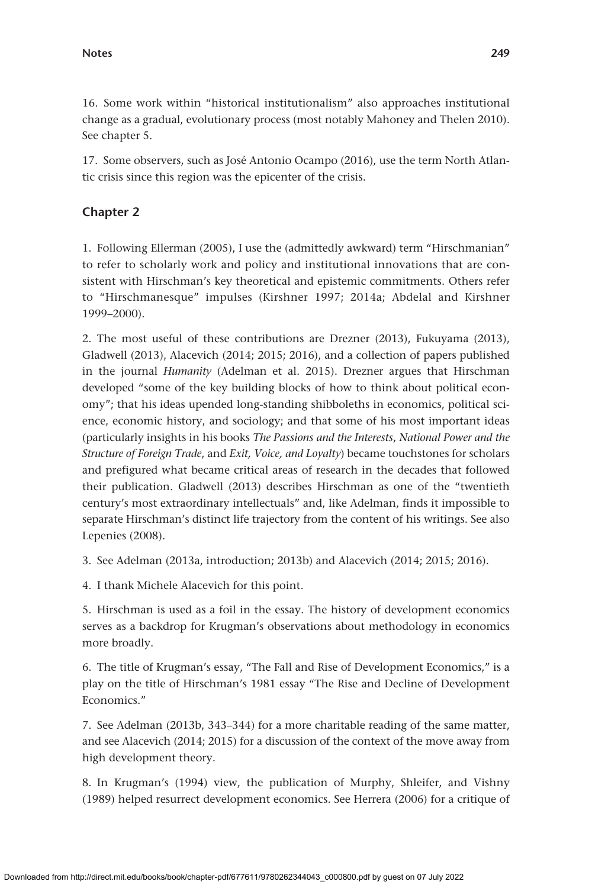16. Some work within "historical institutionalism" also approaches institutional change as a gradual, evolutionary process (most notably Mahoney and Thelen 2010). See chapter 5.

17. Some observers, such as José Antonio Ocampo (2016), use the term North Atlantic crisis since this region was the epicenter of the crisis.

## Chapter 2

1. Following Ellerman (2005), I use the (admittedly awkward) term "Hirschmanian" to refer to scholarly work and policy and institutional innovations that are consistent with Hirschman's key theoretical and epistemic commitments. Others refer to "Hirschmanesque" impulses (Kirshner 1997; 2014a; Abdelal and Kirshner 1999–2000).

2. The most useful of these contributions are Drezner (2013), Fukuyama (2013), Gladwell (2013), Alacevich (2014; 2015; 2016), and a collection of papers published in the journal *Humanity* (Adelman et al. 2015). Drezner argues that Hirschman developed "some of the key building blocks of how to think about political economy"; that his ideas upended long-standing shibboleths in economics, political science, economic history, and sociology; and that some of his most important ideas (particularly insights in his books *The Passions and the Interests*, *National Power and the Structure of Foreign Trade*, and *Exit, Voice, and Loyalty*) became touchstones for scholars and prefigured what became critical areas of research in the decades that followed their publication. Gladwell (2013) describes Hirschman as one of the "twentieth century's most extraordinary intellectuals" and, like Adelman, finds it impossible to separate Hirschman's distinct life trajectory from the content of his writings. See also Lepenies (2008).

3. See Adelman (2013a, introduction; 2013b) and Alacevich (2014; 2015; 2016).

4. I thank Michele Alacevich for this point.

5. Hirschman is used as a foil in the essay. The history of development economics serves as a backdrop for Krugman's observations about methodology in economics more broadly.

6. The title of Krugman's essay, "The Fall and Rise of Development Economics," is a play on the title of Hirschman's 1981 essay "The Rise and Decline of Development Economics."

7. See Adelman (2013b, 343–344) for a more charitable reading of the same matter, and see Alacevich (2014; 2015) for a discussion of the context of the move away from high development theory.

8. In Krugman's (1994) view, the publication of Murphy, Shleifer, and Vishny (1989) helped resurrect development economics. See Herrera (2006) for a critique of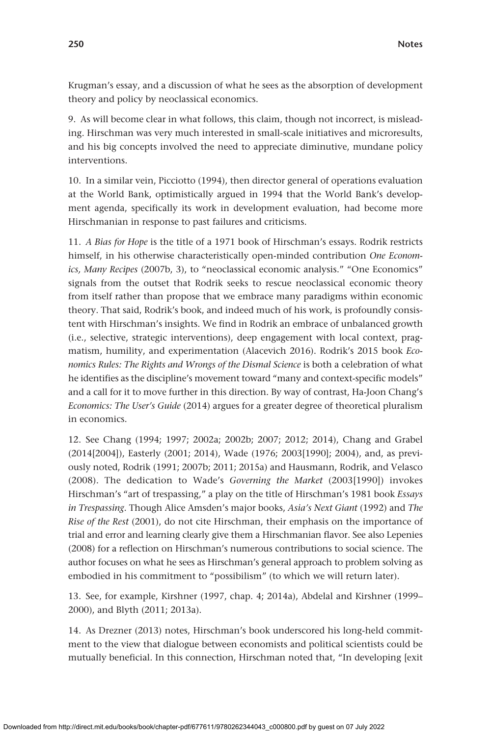Krugman's essay, and a discussion of what he sees as the absorption of development theory and policy by neoclassical economics.

9. As will become clear in what follows, this claim, though not incorrect, is misleading. Hirschman was very much interested in small-scale initiatives and microresults, and his big concepts involved the need to appreciate diminutive, mundane policy interventions.

10. In a similar vein, Picciotto (1994), then director general of operations evaluation at the World Bank, optimistically argued in 1994 that the World Bank's development agenda, specifically its work in development evaluation, had become more Hirschmanian in response to past failures and criticisms.

11. *A Bias for Hope* is the title of a 1971 book of Hirschman's essays. Rodrik restricts himself, in his otherwise characteristically open-minded contribution *One Economics, Many Recipes* (2007b, 3), to "neoclassical economic analysis." "One Economics" signals from the outset that Rodrik seeks to rescue neoclassical economic theory from itself rather than propose that we embrace many paradigms within economic theory. That said, Rodrik's book, and indeed much of his work, is profoundly consistent with Hirschman's insights. We find in Rodrik an embrace of unbalanced growth (i.e., selective, strategic interventions), deep engagement with local context, pragmatism, humility, and experimentation (Alacevich 2016). Rodrik's 2015 book *Economics Rules: The Rights and Wrongs of the Dismal Science* is both a celebration of what he identifies as the discipline's movement toward "many and context-specific models" and a call for it to move further in this direction. By way of contrast, Ha-Joon Chang's *Economics: The User's Guide* (2014) argues for a greater degree of theoretical pluralism in economics.

12. See Chang (1994; 1997; 2002a; 2002b; 2007; 2012; 2014), Chang and Grabel (2014[2004]), Easterly (2001; 2014), Wade (1976; 2003[1990]; 2004), and, as previously noted, Rodrik (1991; 2007b; 2011; 2015a) and Hausmann, Rodrik, and Velasco (2008). The dedication to Wade's *Governing the Market* (2003[1990]) invokes Hirschman's "art of trespassing," a play on the title of Hirschman's 1981 book *Essays in Trespassing*. Though Alice Amsden's major books, *Asia's Next Giant* (1992) and *The Rise of the Rest* (2001), do not cite Hirschman, their emphasis on the importance of trial and error and learning clearly give them a Hirschmanian flavor. See also Lepenies (2008) for a reflection on Hirschman's numerous contributions to social science. The author focuses on what he sees as Hirschman's general approach to problem solving as embodied in his commitment to "possibilism" (to which we will return later).

13. See, for example, Kirshner (1997, chap. 4; 2014a), Abdelal and Kirshner (1999–2000), and Blyth (2011; 2013a).

14. As Drezner (2013) notes, Hirschman's book underscored his long-held commitment to the view that dialogue between economists and political scientists could be mutually beneficial. In this connection, Hirschman noted that, "In developing [exit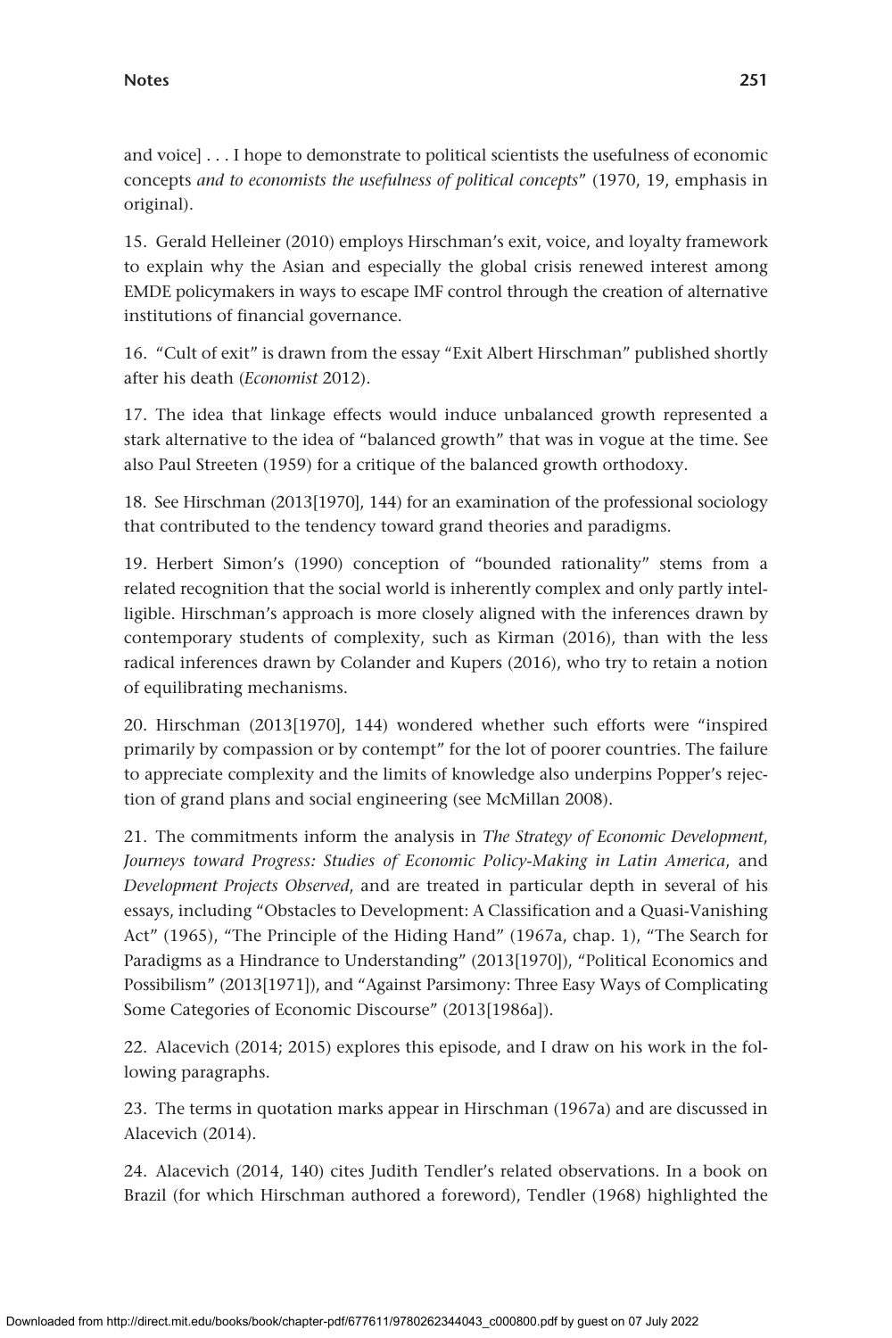and voice] . . . I hope to demonstrate to political scientists the usefulness of economic concepts *and to economists the usefulness of political concepts*" (1970, 19, emphasis in original).

15. Gerald Helleiner (2010) employs Hirschman's exit, voice, and loyalty framework to explain why the Asian and especially the global crisis renewed interest among EMDE policymakers in ways to escape IMF control through the creation of alternative institutions of financial governance.

16. "Cult of exit" is drawn from the essay "Exit Albert Hirschman" published shortly after his death (*Economist* 2012).

17. The idea that linkage effects would induce unbalanced growth represented a stark alternative to the idea of "balanced growth" that was in vogue at the time. See also Paul Streeten (1959) for a critique of the balanced growth orthodoxy.

18. See Hirschman (2013[1970], 144) for an examination of the professional sociology that contributed to the tendency toward grand theories and paradigms.

19. Herbert Simon's (1990) conception of "bounded rationality" stems from a related recognition that the social world is inherently complex and only partly intelligible. Hirschman's approach is more closely aligned with the inferences drawn by contemporary students of complexity, such as Kirman (2016), than with the less radical inferences drawn by Colander and Kupers (2016), who try to retain a notion of equilibrating mechanisms.

20. Hirschman (2013[1970], 144) wondered whether such efforts were "inspired primarily by compassion or by contempt" for the lot of poorer countries. The failure to appreciate complexity and the limits of knowledge also underpins Popper's rejection of grand plans and social engineering (see McMillan 2008).

21. The commitments inform the analysis in *The Strategy of Economic Development*, *Journeys toward Progress: Studies of Economic Policy-Making in Latin America*, and *Development Projects Observed*, and are treated in particular depth in several of his essays, including "Obstacles to Development: A Classification and a Quasi-Vanishing Act" (1965), "The Principle of the Hiding Hand" (1967a, chap. 1), "The Search for Paradigms as a Hindrance to Understanding" (2013[1970]), "Political Economics and Possibilism" (2013[1971]), and "Against Parsimony: Three Easy Ways of Complicating Some Categories of Economic Discourse" (2013[1986a]).

22. Alacevich (2014; 2015) explores this episode, and I draw on his work in the following paragraphs.

23. The terms in quotation marks appear in Hirschman (1967a) and are discussed in Alacevich (2014).

24. Alacevich (2014, 140) cites Judith Tendler's related observations. In a book on Brazil (for which Hirschman authored a foreword), Tendler (1968) highlighted the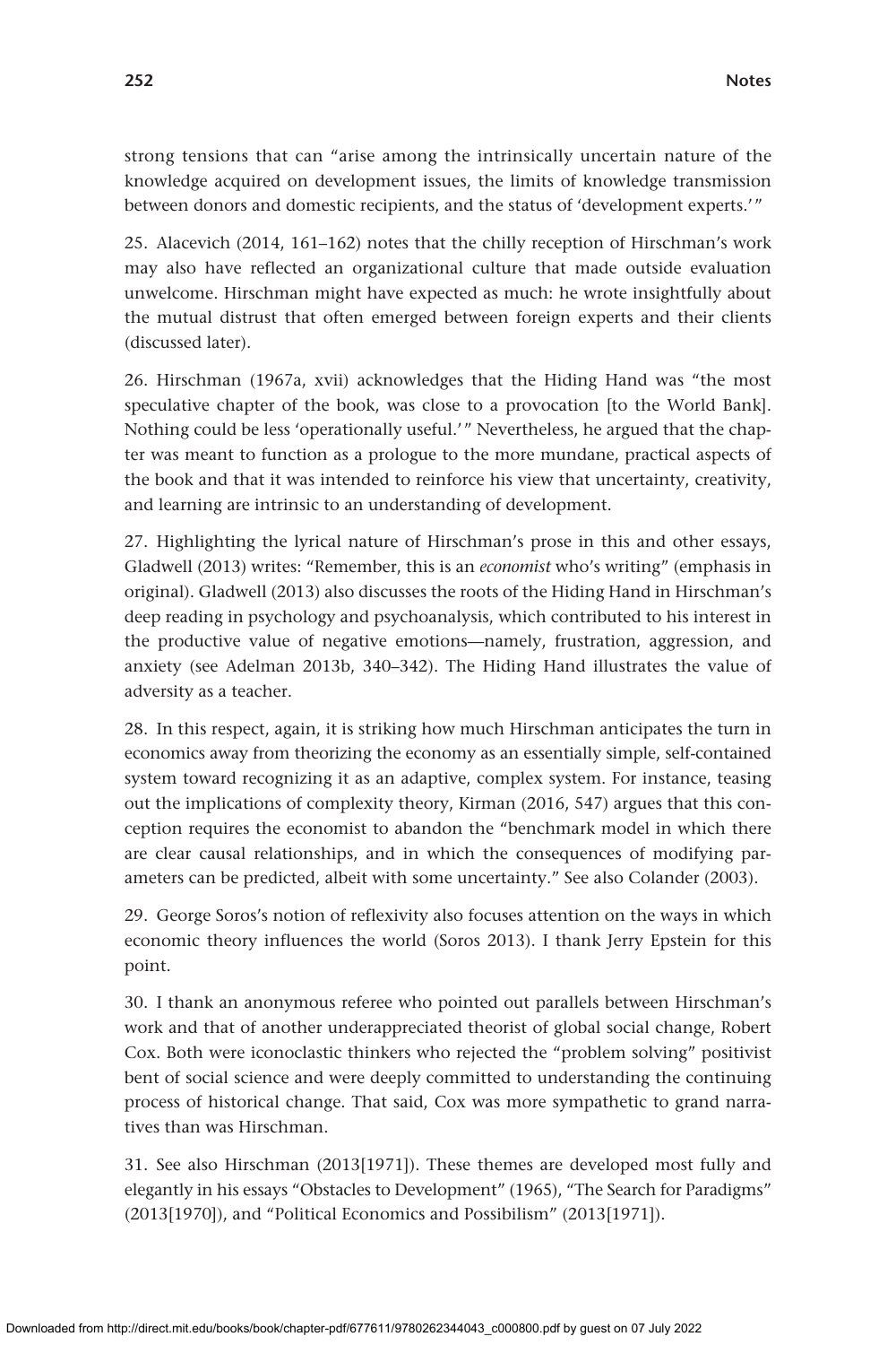strong tensions that can "arise among the intrinsically uncertain nature of the knowledge acquired on development issues, the limits of knowledge transmission between donors and domestic recipients, and the status of 'development experts.'"

25. Alacevich (2014, 161–162) notes that the chilly reception of Hirschman's work may also have reflected an organizational culture that made outside evaluation unwelcome. Hirschman might have expected as much: he wrote insightfully about the mutual distrust that often emerged between foreign experts and their clients (discussed later).

26. Hirschman (1967a, xvii) acknowledges that the Hiding Hand was "the most speculative chapter of the book, was close to a provocation [to the World Bank]. Nothing could be less 'operationally useful.'" Nevertheless, he argued that the chapter was meant to function as a prologue to the more mundane, practical aspects of the book and that it was intended to reinforce his view that uncertainty, creativity, and learning are intrinsic to an understanding of development.

27. Highlighting the lyrical nature of Hirschman's prose in this and other essays, Gladwell (2013) writes: "Remember, this is an *economist* who's writing" (emphasis in original). Gladwell (2013) also discusses the roots of the Hiding Hand in Hirschman's deep reading in psychology and psychoanalysis, which contributed to his interest in the productive value of negative emotions—namely, frustration, aggression, and anxiety (see Adelman 2013b, 340–342). The Hiding Hand illustrates the value of adversity as a teacher.

28. In this respect, again, it is striking how much Hirschman anticipates the turn in economics away from theorizing the economy as an essentially simple, self-contained system toward recognizing it as an adaptive, complex system. For instance, teasing out the implications of complexity theory, Kirman (2016, 547) argues that this conception requires the economist to abandon the "benchmark model in which there are clear causal relationships, and in which the consequences of modifying parameters can be predicted, albeit with some uncertainty." See also Colander (2003).

29. George Soros's notion of reflexivity also focuses attention on the ways in which economic theory influences the world (Soros 2013). I thank Jerry Epstein for this point.

30. I thank an anonymous referee who pointed out parallels between Hirschman's work and that of another underappreciated theorist of global social change, Robert Cox. Both were iconoclastic thinkers who rejected the "problem solving" positivist bent of social science and were deeply committed to understanding the continuing process of historical change. That said, Cox was more sympathetic to grand narratives than was Hirschman.

31. See also Hirschman (2013[1971]). These themes are developed most fully and elegantly in his essays "Obstacles to Development" (1965), "The Search for Paradigms" (2013[1970]), and "Political Economics and Possibilism" (2013[1971]).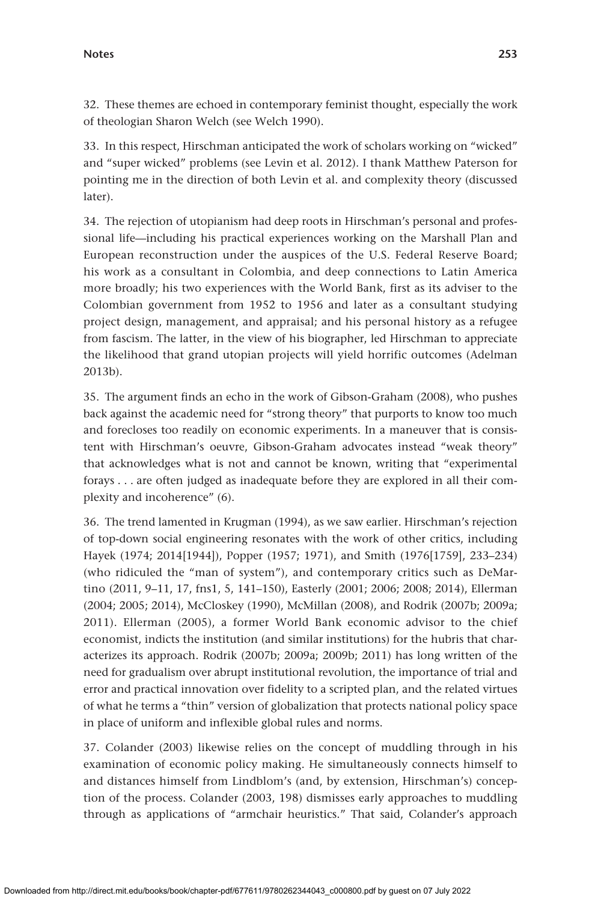32. These themes are echoed in contemporary feminist thought, especially the work of theologian Sharon Welch (see Welch 1990).

33. In this respect, Hirschman anticipated the work of scholars working on "wicked" and "super wicked" problems (see Levin et al. 2012). I thank Matthew Paterson for pointing me in the direction of both Levin et al. and complexity theory (discussed later).

34. The rejection of utopianism had deep roots in Hirschman's personal and professional life—including his practical experiences working on the Marshall Plan and European reconstruction under the auspices of the U.S. Federal Reserve Board; his work as a consultant in Colombia, and deep connections to Latin America more broadly; his two experiences with the World Bank, first as its adviser to the Colombian government from 1952 to 1956 and later as a consultant studying project design, management, and appraisal; and his personal history as a refugee from fascism. The latter, in the view of his biographer, led Hirschman to appreciate the likelihood that grand utopian projects will yield horrific outcomes (Adelman 2013b).

35. The argument finds an echo in the work of Gibson-Graham (2008), who pushes back against the academic need for "strong theory" that purports to know too much and forecloses too readily on economic experiments. In a maneuver that is consistent with Hirschman's oeuvre, Gibson-Graham advocates instead "weak theory" that acknowledges what is not and cannot be known, writing that "experimental forays . . . are often judged as inadequate before they are explored in all their complexity and incoherence" (6).

36. The trend lamented in Krugman (1994), as we saw earlier. Hirschman's rejection of top-down social engineering resonates with the work of other critics, including Hayek (1974; 2014[1944]), Popper (1957; 1971), and Smith (1976[1759], 233–234) (who ridiculed the "man of system"), and contemporary critics such as DeMartino (2011, 9–11, 17, fns1, 5, 141–150), Easterly (2001; 2006; 2008; 2014), Ellerman (2004; 2005; 2014), McCloskey (1990), McMillan (2008), and Rodrik (2007b; 2009a; 2011). Ellerman (2005), a former World Bank economic advisor to the chief economist, indicts the institution (and similar institutions) for the hubris that characterizes its approach. Rodrik (2007b; 2009a; 2009b; 2011) has long written of the need for gradualism over abrupt institutional revolution, the importance of trial and error and practical innovation over fidelity to a scripted plan, and the related virtues of what he terms a "thin" version of globalization that protects national policy space in place of uniform and inflexible global rules and norms.

37. Colander (2003) likewise relies on the concept of muddling through in his examination of economic policy making. He simultaneously connects himself to and distances himself from Lindblom's (and, by extension, Hirschman's) conception of the process. Colander (2003, 198) dismisses early approaches to muddling through as applications of "armchair heuristics." That said, Colander's approach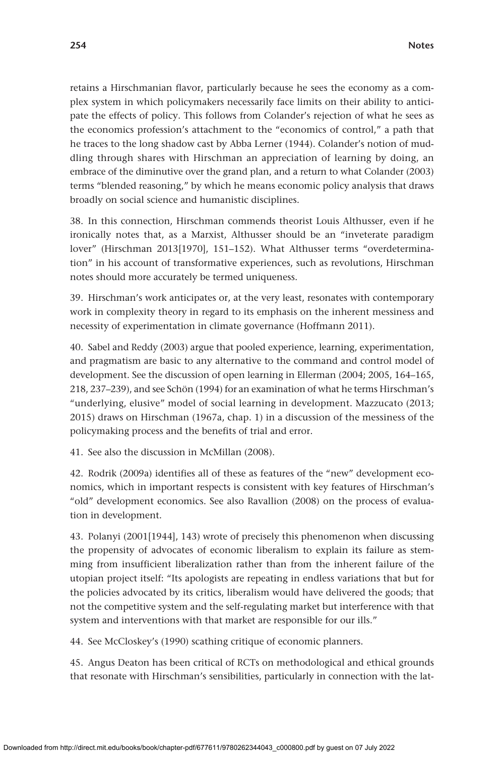retains a Hirschmanian flavor, particularly because he sees the economy as a complex system in which policymakers necessarily face limits on their ability to anticipate the effects of policy. This follows from Colander's rejection of what he sees as the economics profession's attachment to the "economics of control," a path that he traces to the long shadow cast by Abba Lerner (1944). Colander's notion of muddling through shares with Hirschman an appreciation of learning by doing, an embrace of the diminutive over the grand plan, and a return to what Colander (2003) terms "blended reasoning," by which he means economic policy analysis that draws broadly on social science and humanistic disciplines.

38. In this connection, Hirschman commends theorist Louis Althusser, even if he ironically notes that, as a Marxist, Althusser should be an "inveterate paradigm lover" (Hirschman 2013[1970], 151–152). What Althusser terms "overdetermination" in his account of transformative experiences, such as revolutions, Hirschman notes should more accurately be termed uniqueness.

39. Hirschman's work anticipates or, at the very least, resonates with contemporary work in complexity theory in regard to its emphasis on the inherent messiness and necessity of experimentation in climate governance (Hoffmann 2011).

40. Sabel and Reddy (2003) argue that pooled experience, learning, experimentation, and pragmatism are basic to any alternative to the command and control model of development. See the discussion of open learning in Ellerman (2004; 2005, 164–165, 218, 237–239), and see Schön (1994) for an examination of what he terms Hirschman's "underlying, elusive" model of social learning in development. Mazzucato (2013; 2015) draws on Hirschman (1967a, chap. 1) in a discussion of the messiness of the policymaking process and the benefits of trial and error.

41. See also the discussion in McMillan (2008).

42. Rodrik (2009a) identifies all of these as features of the "new" development economics, which in important respects is consistent with key features of Hirschman's "old" development economics. See also Ravallion (2008) on the process of evaluation in development.

43. Polanyi (2001[1944], 143) wrote of precisely this phenomenon when discussing the propensity of advocates of economic liberalism to explain its failure as stemming from insufficient liberalization rather than from the inherent failure of the utopian project itself: "Its apologists are repeating in endless variations that but for the policies advocated by its critics, liberalism would have delivered the goods; that not the competitive system and the self-regulating market but interference with that system and interventions with that market are responsible for our ills."

44. See McCloskey's (1990) scathing critique of economic planners.

45. Angus Deaton has been critical of RCTs on methodological and ethical grounds that resonate with Hirschman's sensibilities, particularly in connection with the lat-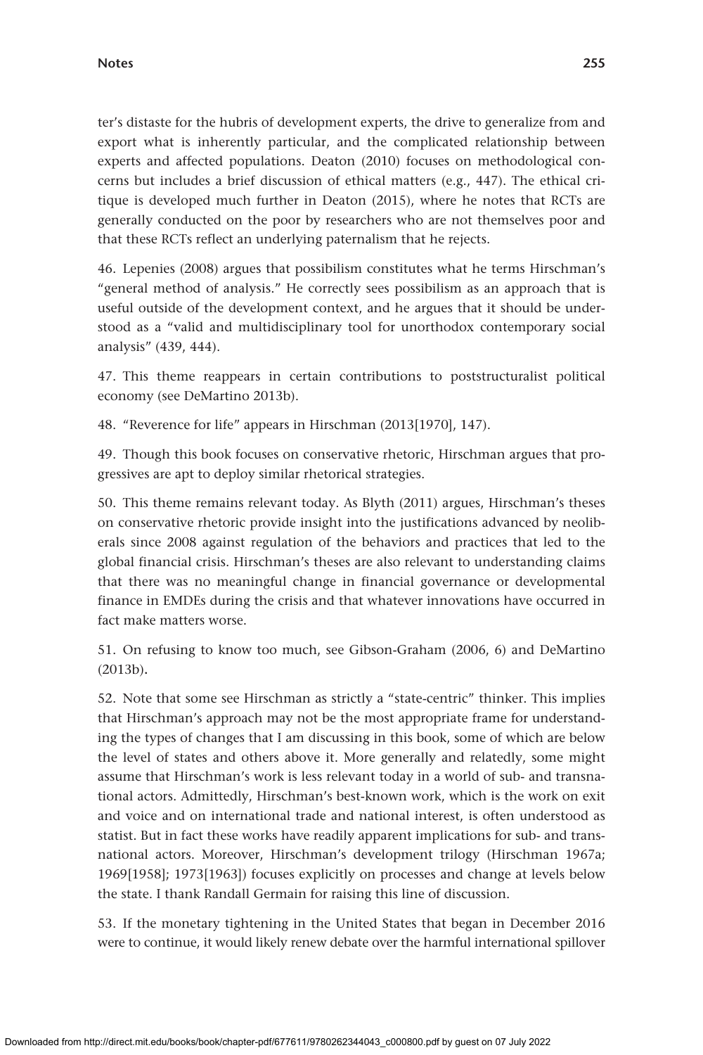ter's distaste for the hubris of development experts, the drive to generalize from and export what is inherently particular, and the complicated relationship between experts and affected populations. Deaton (2010) focuses on methodological concerns but includes a brief discussion of ethical matters (e.g., 447). The ethical critique is developed much further in Deaton (2015), where he notes that RCTs are generally conducted on the poor by researchers who are not themselves poor and that these RCTs reflect an underlying paternalism that he rejects.

46. Lepenies (2008) argues that possibilism constitutes what he terms Hirschman's "general method of analysis." He correctly sees possibilism as an approach that is useful outside of the development context, and he argues that it should be understood as a "valid and multidisciplinary tool for unorthodox contemporary social analysis" (439, 444).

47. This theme reappears in certain contributions to poststructuralist political economy (see DeMartino 2013b).

48. "Reverence for life" appears in Hirschman (2013[1970], 147).

49. Though this book focuses on conservative rhetoric, Hirschman argues that progressives are apt to deploy similar rhetorical strategies.

50. This theme remains relevant today. As Blyth (2011) argues, Hirschman's theses on conservative rhetoric provide insight into the justifications advanced by neoliberals since 2008 against regulation of the behaviors and practices that led to the global financial crisis. Hirschman's theses are also relevant to understanding claims that there was no meaningful change in financial governance or developmental finance in EMDEs during the crisis and that whatever innovations have occurred in fact make matters worse.

51. On refusing to know too much, see Gibson-Graham (2006, 6) and DeMartino (2013b).

52. Note that some see Hirschman as strictly a "state-centric" thinker. This implies that Hirschman's approach may not be the most appropriate frame for understanding the types of changes that I am discussing in this book, some of which are below the level of states and others above it. More generally and relatedly, some might assume that Hirschman's work is less relevant today in a world of sub- and transnational actors. Admittedly, Hirschman's best-known work, which is the work on exit and voice and on international trade and national interest, is often understood as statist. But in fact these works have readily apparent implications for sub- and transnational actors. Moreover, Hirschman's development trilogy (Hirschman 1967a; 1969[1958]; 1973[1963]) focuses explicitly on processes and change at levels below the state. I thank Randall Germain for raising this line of discussion.

53. If the monetary tightening in the United States that began in December 2016 were to continue, it would likely renew debate over the harmful international spillover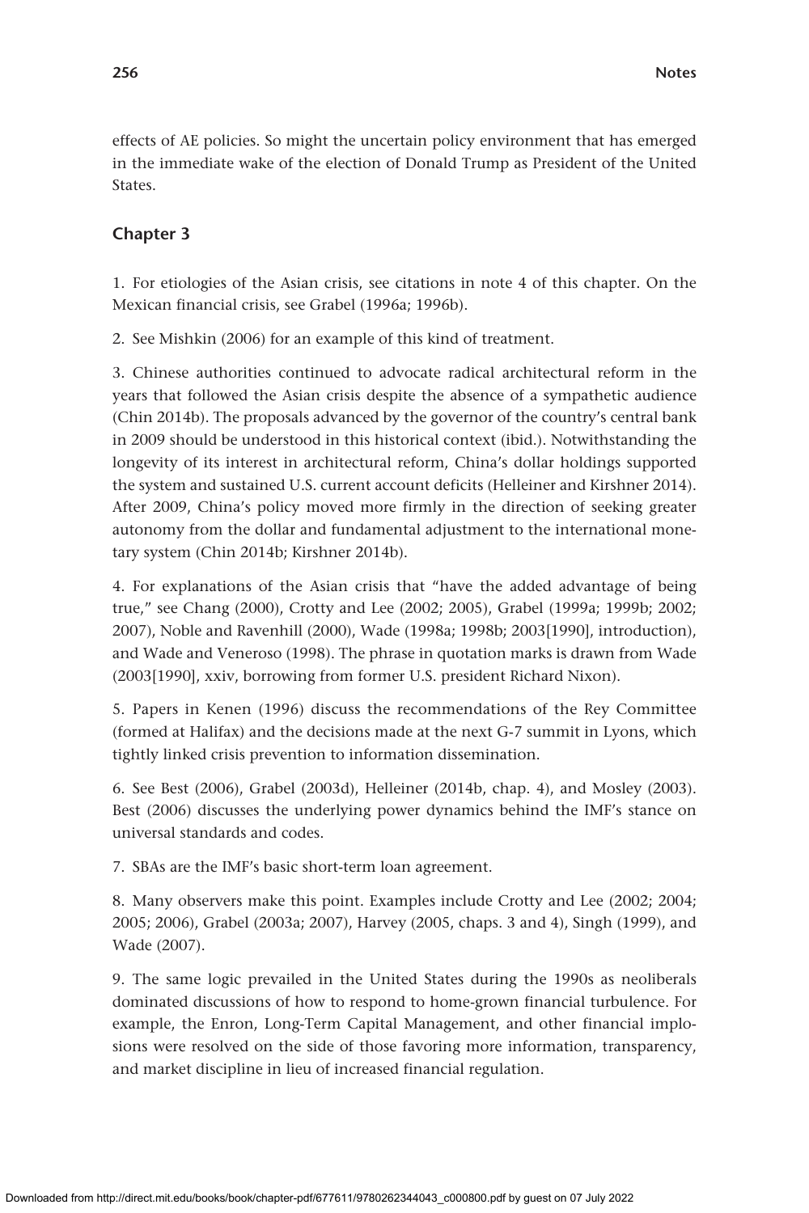effects of AE policies. So might the uncertain policy environment that has emerged in the immediate wake of the election of Donald Trump as President of the United States.

## Chapter 3

1. For etiologies of the Asian crisis, see citations in note 4 of this chapter. On the Mexican financial crisis, see Grabel (1996a; 1996b).

2. See Mishkin (2006) for an example of this kind of treatment.

3. Chinese authorities continued to advocate radical architectural reform in the years that followed the Asian crisis despite the absence of a sympathetic audience (Chin 2014b). The proposals advanced by the governor of the country's central bank in 2009 should be understood in this historical context (ibid.). Notwithstanding the longevity of its interest in architectural reform, China's dollar holdings supported the system and sustained U.S. current account deficits (Helleiner and Kirshner 2014). After 2009, China's policy moved more firmly in the direction of seeking greater autonomy from the dollar and fundamental adjustment to the international monetary system (Chin 2014b; Kirshner 2014b).

4. For explanations of the Asian crisis that "have the added advantage of being true," see Chang (2000), Crotty and Lee (2002; 2005), Grabel (1999a; 1999b; 2002; 2007), Noble and Ravenhill (2000), Wade (1998a; 1998b; 2003[1990], introduction), and Wade and Veneroso (1998). The phrase in quotation marks is drawn from Wade (2003[1990], xxiv, borrowing from former U.S. president Richard Nixon).

5. Papers in Kenen (1996) discuss the recommendations of the Rey Committee (formed at Halifax) and the decisions made at the next G-7 summit in Lyons, which tightly linked crisis prevention to information dissemination.

6. See Best (2006), Grabel (2003d), Helleiner (2014b, chap. 4), and Mosley (2003). Best (2006) discusses the underlying power dynamics behind the IMF's stance on universal standards and codes.

7. SBAs are the IMF's basic short-term loan agreement.

8. Many observers make this point. Examples include Crotty and Lee (2002; 2004; 2005; 2006), Grabel (2003a; 2007), Harvey (2005, chaps. 3 and 4), Singh (1999), and Wade (2007).

9. The same logic prevailed in the United States during the 1990s as neoliberals dominated discussions of how to respond to home-grown financial turbulence. For example, the Enron, Long-Term Capital Management, and other financial implosions were resolved on the side of those favoring more information, transparency, and market discipline in lieu of increased financial regulation.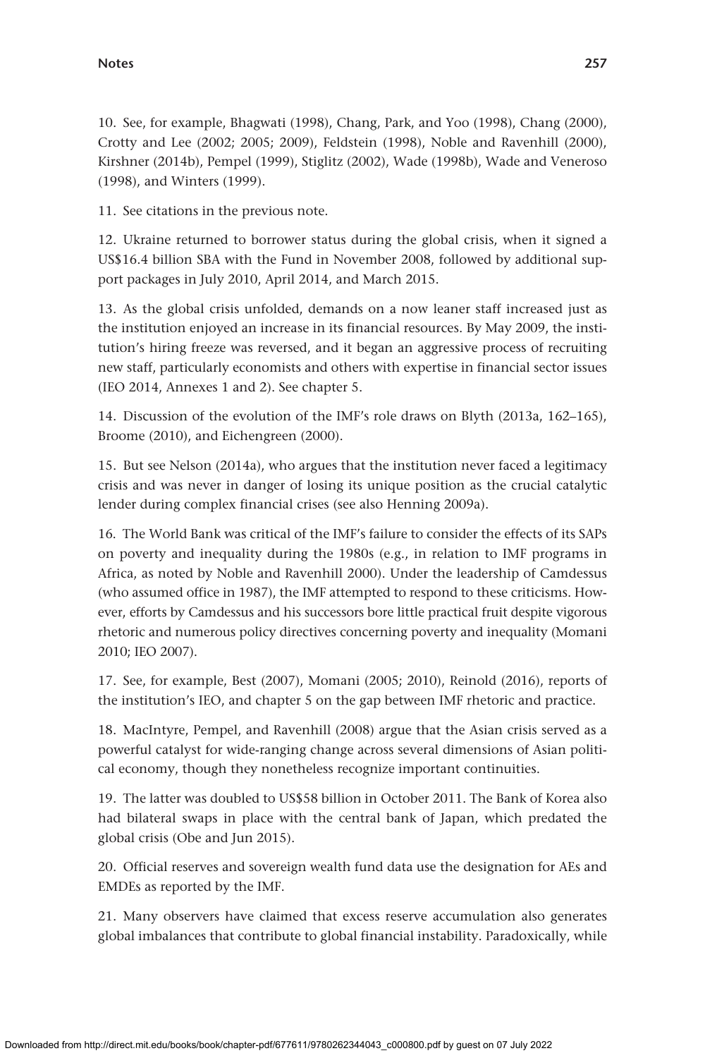10. See, for example, Bhagwati (1998), Chang, Park, and Yoo (1998), Chang (2000), Crotty and Lee (2002; 2005; 2009), Feldstein (1998), Noble and Ravenhill (2000), Kirshner (2014b), Pempel (1999), Stiglitz (2002), Wade (1998b), Wade and Veneroso (1998), and Winters (1999).

11. See citations in the previous note.

12. Ukraine returned to borrower status during the global crisis, when it signed a US$16.4 billion SBA with the Fund in November 2008, followed by additional support packages in July 2010, April 2014, and March 2015.

13. As the global crisis unfolded, demands on a now leaner staff increased just as the institution enjoyed an increase in its financial resources. By May 2009, the institution's hiring freeze was reversed, and it began an aggressive process of recruiting new staff, particularly economists and others with expertise in financial sector issues (IEO 2014, Annexes 1 and 2). See chapter 5.

14. Discussion of the evolution of the IMF's role draws on Blyth (2013a, 162–165), Broome (2010), and Eichengreen (2000).

15. But see Nelson (2014a), who argues that the institution never faced a legitimacy crisis and was never in danger of losing its unique position as the crucial catalytic lender during complex financial crises (see also Henning 2009a).

16. The World Bank was critical of the IMF's failure to consider the effects of its SAPs on poverty and inequality during the 1980s (e.g., in relation to IMF programs in Africa, as noted by Noble and Ravenhill 2000). Under the leadership of Camdessus (who assumed office in 1987), the IMF attempted to respond to these criticisms. However, efforts by Camdessus and his successors bore little practical fruit despite vigorous rhetoric and numerous policy directives concerning poverty and inequality (Momani 2010; IEO 2007).

17. See, for example, Best (2007), Momani (2005; 2010), Reinold (2016), reports of the institution's IEO, and chapter 5 on the gap between IMF rhetoric and practice.

18. MacIntyre, Pempel, and Ravenhill (2008) argue that the Asian crisis served as a powerful catalyst for wide-ranging change across several dimensions of Asian political economy, though they nonetheless recognize important continuities.

19. The latter was doubled to US$58 billion in October 2011. The Bank of Korea also had bilateral swaps in place with the central bank of Japan, which predated the global crisis (Obe and Jun 2015).

20. Official reserves and sovereign wealth fund data use the designation for AEs and EMDEs as reported by the IMF.

21. Many observers have claimed that excess reserve accumulation also generates global imbalances that contribute to global financial instability. Paradoxically, while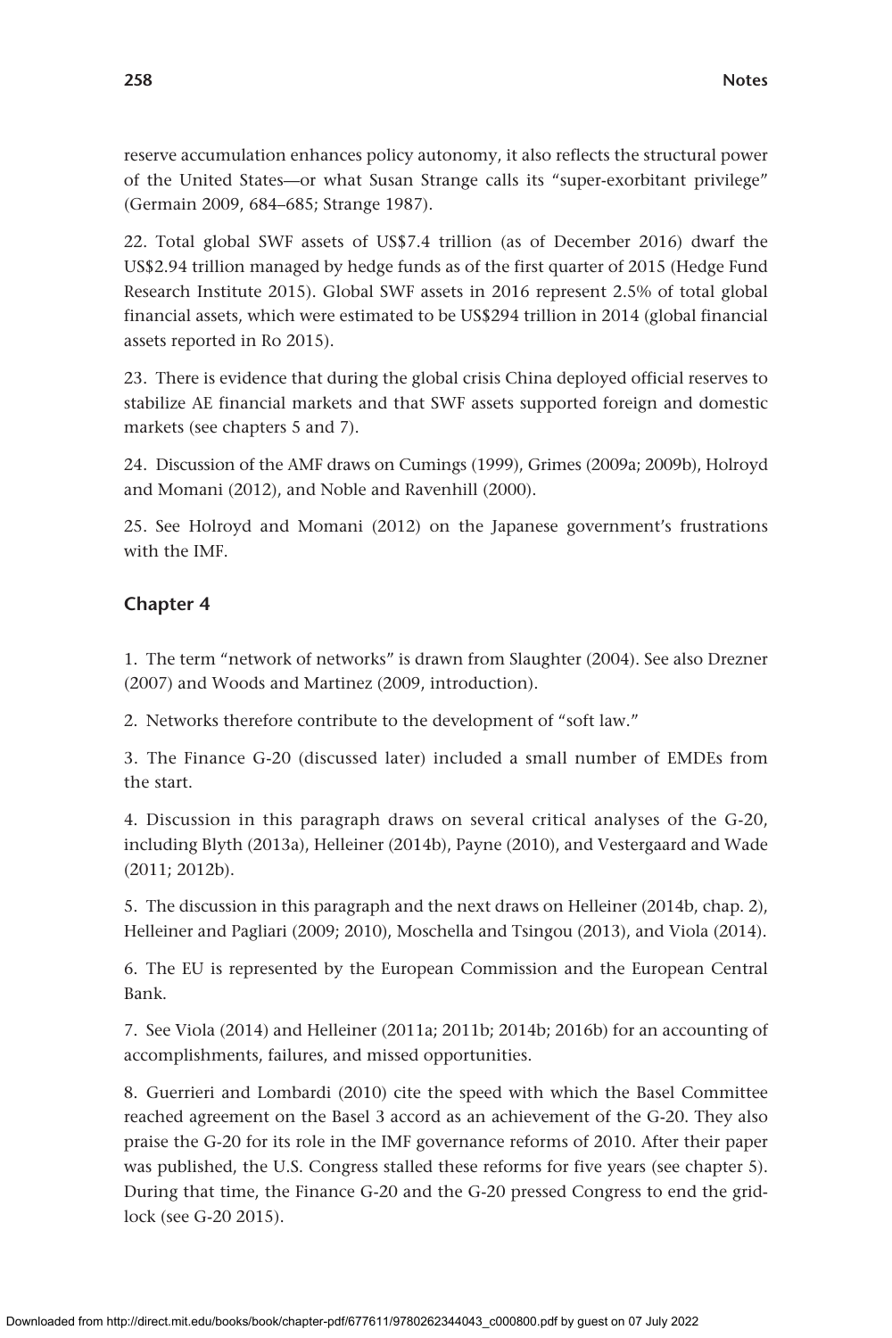reserve accumulation enhances policy autonomy, it also reflects the structural power of the United States—or what Susan Strange calls its "super-exorbitant privilege" (Germain 2009, 684–685; Strange 1987).

22. Total global SWF assets of US$7.4 trillion (as of December 2016) dwarf the US$2.94 trillion managed by hedge funds as of the first quarter of 2015 (Hedge Fund Research Institute 2015). Global SWF assets in 2016 represent 2.5% of total global financial assets, which were estimated to be US$294 trillion in 2014 (global financial assets reported in Ro 2015).

23. There is evidence that during the global crisis China deployed official reserves to stabilize AE financial markets and that SWF assets supported foreign and domestic markets (see chapters 5 and 7).

24. Discussion of the AMF draws on Cumings (1999), Grimes (2009a; 2009b), Holroyd and Momani (2012), and Noble and Ravenhill (2000).

25. See Holroyd and Momani (2012) on the Japanese government's frustrations with the IMF.

## Chapter 4

1. The term "network of networks" is drawn from Slaughter (2004). See also Drezner (2007) and Woods and Martinez (2009, introduction).

2. Networks therefore contribute to the development of "soft law."

3. The Finance G-20 (discussed later) included a small number of EMDEs from the start.

4. Discussion in this paragraph draws on several critical analyses of the G-20, including Blyth (2013a), Helleiner (2014b), Payne (2010), and Vestergaard and Wade (2011; 2012b).

5. The discussion in this paragraph and the next draws on Helleiner (2014b, chap. 2), Helleiner and Pagliari (2009; 2010), Moschella and Tsingou (2013), and Viola (2014).

6. The EU is represented by the European Commission and the European Central Bank.

7. See Viola (2014) and Helleiner (2011a; 2011b; 2014b; 2016b) for an accounting of accomplishments, failures, and missed opportunities.

8. Guerrieri and Lombardi (2010) cite the speed with which the Basel Committee reached agreement on the Basel 3 accord as an achievement of the G-20. They also praise the G-20 for its role in the IMF governance reforms of 2010. After their paper was published, the U.S. Congress stalled these reforms for five years (see chapter 5). During that time, the Finance G-20 and the G-20 pressed Congress to end the gridlock (see G-20 2015).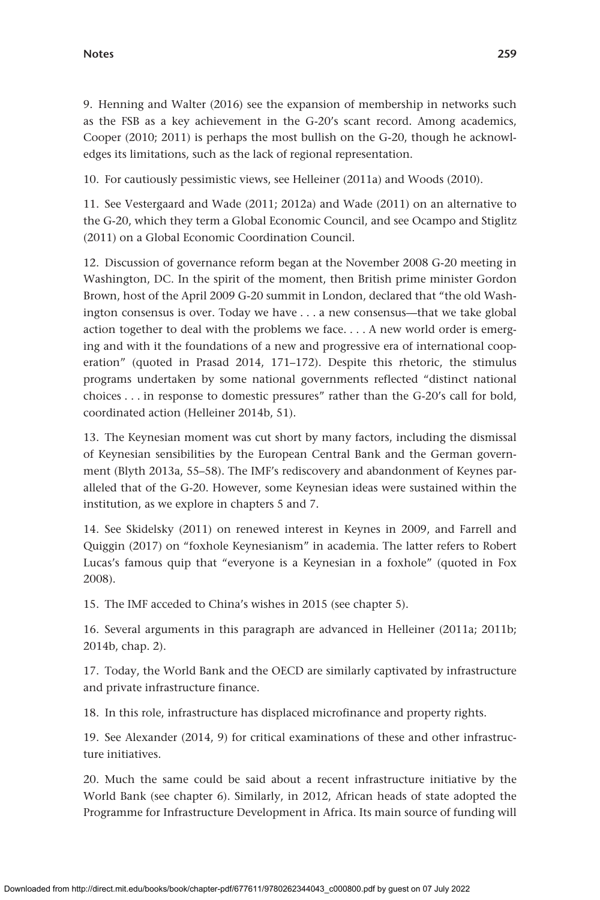9. Henning and Walter (2016) see the expansion of membership in networks such as the FSB as a key achievement in the G-20's scant record. Among academics, Cooper (2010; 2011) is perhaps the most bullish on the G-20, though he acknowledges its limitations, such as the lack of regional representation.

10. For cautiously pessimistic views, see Helleiner (2011a) and Woods (2010).

11. See Vestergaard and Wade (2011; 2012a) and Wade (2011) on an alternative to the G-20, which they term a Global Economic Council, and see Ocampo and Stiglitz (2011) on a Global Economic Coordination Council.

12. Discussion of governance reform began at the November 2008 G-20 meeting in Washington, DC. In the spirit of the moment, then British prime minister Gordon Brown, host of the April 2009 G-20 summit in London, declared that "the old Washington consensus is over. Today we have . . . a new consensus—that we take global action together to deal with the problems we face. . . . A new world order is emerging and with it the foundations of a new and progressive era of international cooperation" (quoted in Prasad 2014, 171–172). Despite this rhetoric, the stimulus programs undertaken by some national governments reflected "distinct national choices . . . in response to domestic pressures" rather than the G-20's call for bold, coordinated action (Helleiner 2014b, 51).

13. The Keynesian moment was cut short by many factors, including the dismissal of Keynesian sensibilities by the European Central Bank and the German government (Blyth 2013a, 55–58). The IMF's rediscovery and abandonment of Keynes paralleled that of the G-20. However, some Keynesian ideas were sustained within the institution, as we explore in chapters 5 and 7.

14. See Skidelsky (2011) on renewed interest in Keynes in 2009, and Farrell and Quiggin (2017) on "foxhole Keynesianism" in academia. The latter refers to Robert Lucas's famous quip that "everyone is a Keynesian in a foxhole" (quoted in Fox 2008).

15. The IMF acceded to China's wishes in 2015 (see chapter 5).

16. Several arguments in this paragraph are advanced in Helleiner (2011a; 2011b; 2014b, chap. 2).

17. Today, the World Bank and the OECD are similarly captivated by infrastructure and private infrastructure finance.

18. In this role, infrastructure has displaced microfinance and property rights.

19. See Alexander (2014, 9) for critical examinations of these and other infrastructure initiatives.

20. Much the same could be said about a recent infrastructure initiative by the World Bank (see chapter 6). Similarly, in 2012, African heads of state adopted the Programme for Infrastructure Development in Africa. Its main source of funding will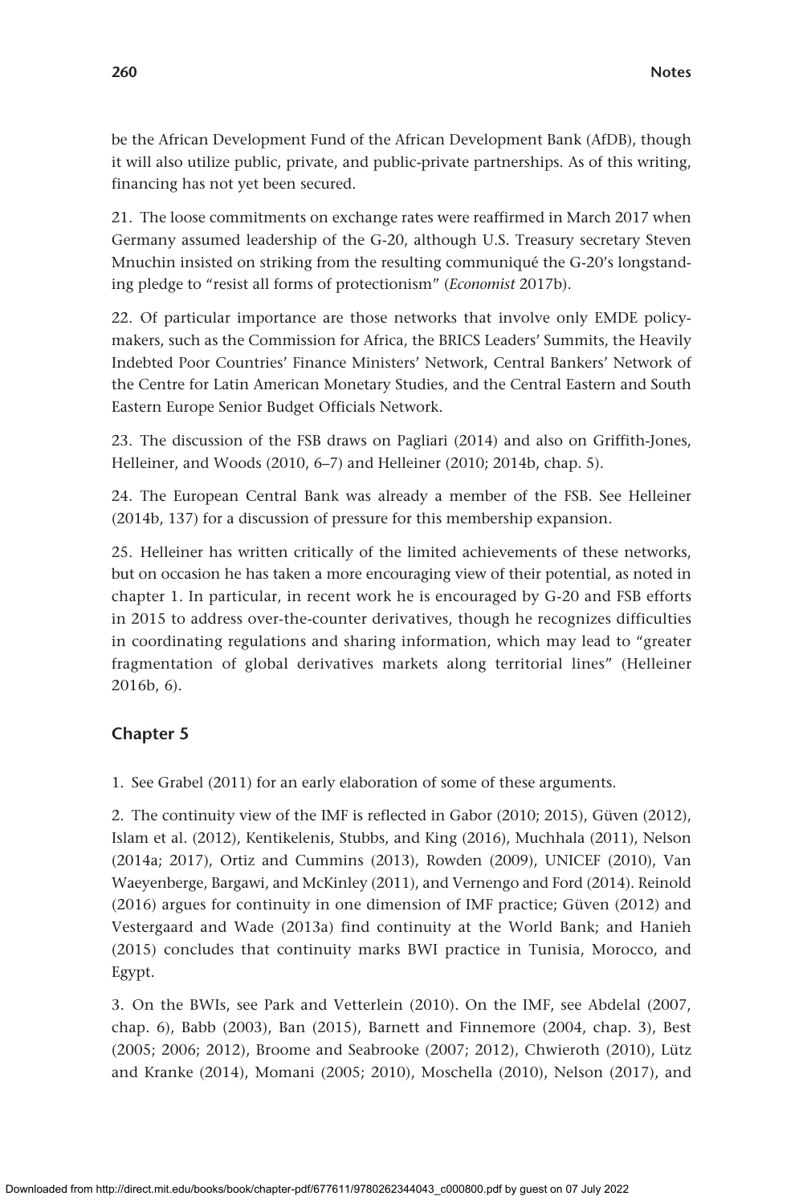be the African Development Fund of the African Development Bank (AfDB), though it will also utilize public, private, and public-private partnerships. As of this writing, financing has not yet been secured.

21. The loose commitments on exchange rates were reaffirmed in March 2017 when Germany assumed leadership of the G-20, although U.S. Treasury secretary Steven Mnuchin insisted on striking from the resulting communiqué the G-20's longstanding pledge to "resist all forms of protectionism" (*Economist* 2017b).

22. Of particular importance are those networks that involve only EMDE policymakers, such as the Commission for Africa, the BRICS Leaders' Summits, the Heavily Indebted Poor Countries' Finance Ministers' Network, Central Bankers' Network of the Centre for Latin American Monetary Studies, and the Central Eastern and South Eastern Europe Senior Budget Officials Network.

23. The discussion of the FSB draws on Pagliari (2014) and also on Griffith-Jones, Helleiner, and Woods (2010, 6–7) and Helleiner (2010; 2014b, chap. 5).

24. The European Central Bank was already a member of the FSB. See Helleiner (2014b, 137) for a discussion of pressure for this membership expansion.

25. Helleiner has written critically of the limited achievements of these networks, but on occasion he has taken a more encouraging view of their potential, as noted in chapter 1. In particular, in recent work he is encouraged by G-20 and FSB efforts in 2015 to address over-the-counter derivatives, though he recognizes difficulties in coordinating regulations and sharing information, which may lead to "greater fragmentation of global derivatives markets along territorial lines" (Helleiner 2016b, 6).

## Chapter 5

1. See Grabel (2011) for an early elaboration of some of these arguments.

2. The continuity view of the IMF is reflected in Gabor (2010; 2015), Güven (2012), Islam et al. (2012), Kentikelenis, Stubbs, and King (2016), Muchhala (2011), Nelson (2014a; 2017), Ortiz and Cummins (2013), Rowden (2009), UNICEF (2010), Van Waeyenberge, Bargawi, and McKinley (2011), and Vernengo and Ford (2014). Reinold (2016) argues for continuity in one dimension of IMF practice; Güven (2012) and Vestergaard and Wade (2013a) find continuity at the World Bank; and Hanieh (2015) concludes that continuity marks BWI practice in Tunisia, Morocco, and Egypt.

3. On the BWIs, see Park and Vetterlein (2010). On the IMF, see Abdelal (2007, chap. 6), Babb (2003), Ban (2015), Barnett and Finnemore (2004, chap. 3), Best (2005; 2006; 2012), Broome and Seabrooke (2007; 2012), Chwieroth (2010), Lütz and Kranke (2014), Momani (2005; 2010), Moschella (2010), Nelson (2017), and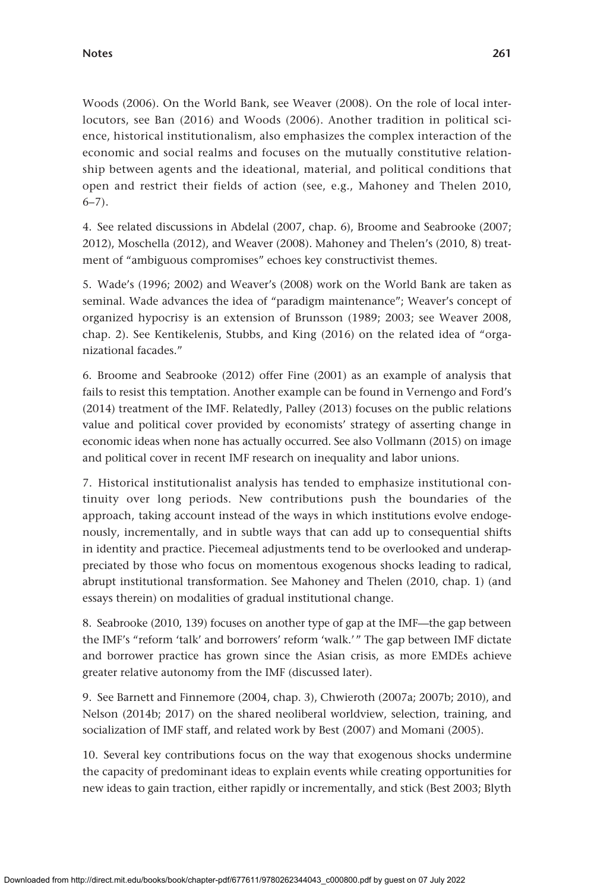Woods (2006). On the World Bank, see Weaver (2008). On the role of local interlocutors, see Ban (2016) and Woods (2006). Another tradition in political science, historical institutionalism, also emphasizes the complex interaction of the economic and social realms and focuses on the mutually constitutive relationship between agents and the ideational, material, and political conditions that open and restrict their fields of action (see, e.g., Mahoney and Thelen 2010, 6–7).

4. See related discussions in Abdelal (2007, chap. 6), Broome and Seabrooke (2007; 2012), Moschella (2012), and Weaver (2008). Mahoney and Thelen's (2010, 8) treatment of "ambiguous compromises" echoes key constructivist themes.

5. Wade's (1996; 2002) and Weaver's (2008) work on the World Bank are taken as seminal. Wade advances the idea of "paradigm maintenance"; Weaver's concept of organized hypocrisy is an extension of Brunsson (1989; 2003; see Weaver 2008, chap. 2). See Kentikelenis, Stubbs, and King (2016) on the related idea of "organizational facades."

6. Broome and Seabrooke (2012) offer Fine (2001) as an example of analysis that fails to resist this temptation. Another example can be found in Vernengo and Ford's (2014) treatment of the IMF. Relatedly, Palley (2013) focuses on the public relations value and political cover provided by economists' strategy of asserting change in economic ideas when none has actually occurred. See also Vollmann (2015) on image and political cover in recent IMF research on inequality and labor unions.

7. Historical institutionalist analysis has tended to emphasize institutional continuity over long periods. New contributions push the boundaries of the approach, taking account instead of the ways in which institutions evolve endogenously, incrementally, and in subtle ways that can add up to consequential shifts in identity and practice. Piecemeal adjustments tend to be overlooked and underappreciated by those who focus on momentous exogenous shocks leading to radical, abrupt institutional transformation. See Mahoney and Thelen (2010, chap. 1) (and essays therein) on modalities of gradual institutional change.

8. Seabrooke (2010, 139) focuses on another type of gap at the IMF—the gap between the IMF's "reform 'talk' and borrowers' reform 'walk.'" The gap between IMF dictate and borrower practice has grown since the Asian crisis, as more EMDEs achieve greater relative autonomy from the IMF (discussed later).

9. See Barnett and Finnemore (2004, chap. 3), Chwieroth (2007a; 2007b; 2010), and Nelson (2014b; 2017) on the shared neoliberal worldview, selection, training, and socialization of IMF staff, and related work by Best (2007) and Momani (2005).

10. Several key contributions focus on the way that exogenous shocks undermine the capacity of predominant ideas to explain events while creating opportunities for new ideas to gain traction, either rapidly or incrementally, and stick (Best 2003; Blyth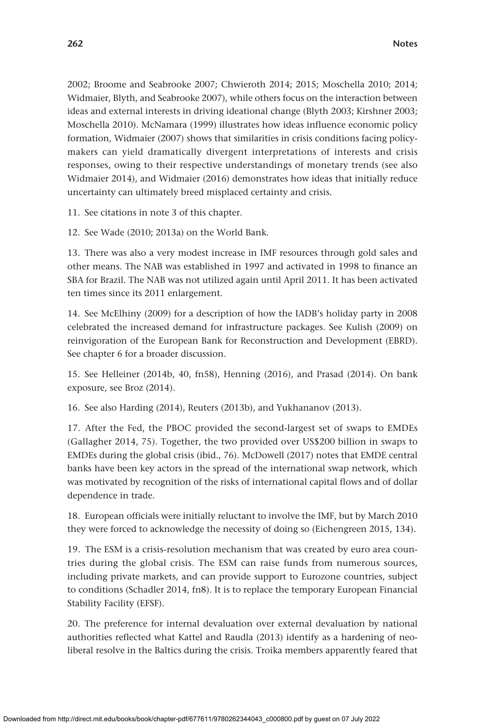2002; Broome and Seabrooke 2007; Chwieroth 2014; 2015; Moschella 2010; 2014; Widmaier, Blyth, and Seabrooke 2007), while others focus on the interaction between ideas and external interests in driving ideational change (Blyth 2003; Kirshner 2003; Moschella 2010). McNamara (1999) illustrates how ideas influence economic policy formation, Widmaier (2007) shows that similarities in crisis conditions facing policymakers can yield dramatically divergent interpretations of interests and crisis responses, owing to their respective understandings of monetary trends (see also Widmaier 2014), and Widmaier (2016) demonstrates how ideas that initially reduce uncertainty can ultimately breed misplaced certainty and crisis.

11. See citations in note 3 of this chapter.

12. See Wade (2010; 2013a) on the World Bank.

13. There was also a very modest increase in IMF resources through gold sales and other means. The NAB was established in 1997 and activated in 1998 to finance an SBA for Brazil. The NAB was not utilized again until April 2011. It has been activated ten times since its 2011 enlargement.

14. See McElhiny (2009) for a description of how the IADB's holiday party in 2008 celebrated the increased demand for infrastructure packages. See Kulish (2009) on reinvigoration of the European Bank for Reconstruction and Development (EBRD). See chapter 6 for a broader discussion.

15. See Helleiner (2014b, 40, fn58), Henning (2016), and Prasad (2014). On bank exposure, see Broz (2014).

16. See also Harding (2014), Reuters (2013b), and Yukhananov (2013).

17. After the Fed, the PBOC provided the second-largest set of swaps to EMDEs (Gallagher 2014, 75). Together, the two provided over US$200 billion in swaps to EMDEs during the global crisis (ibid., 76). McDowell (2017) notes that EMDE central banks have been key actors in the spread of the international swap network, which was motivated by recognition of the risks of international capital flows and of dollar dependence in trade.

18. European officials were initially reluctant to involve the IMF, but by March 2010 they were forced to acknowledge the necessity of doing so (Eichengreen 2015, 134).

19. The ESM is a crisis-resolution mechanism that was created by euro area countries during the global crisis. The ESM can raise funds from numerous sources, including private markets, and can provide support to Eurozone countries, subject to conditions (Schadler 2014, fn8). It is to replace the temporary European Financial Stability Facility (EFSF).

20. The preference for internal devaluation over external devaluation by national authorities reflected what Kattel and Raudla (2013) identify as a hardening of neoliberal resolve in the Baltics during the crisis. Troika members apparently feared that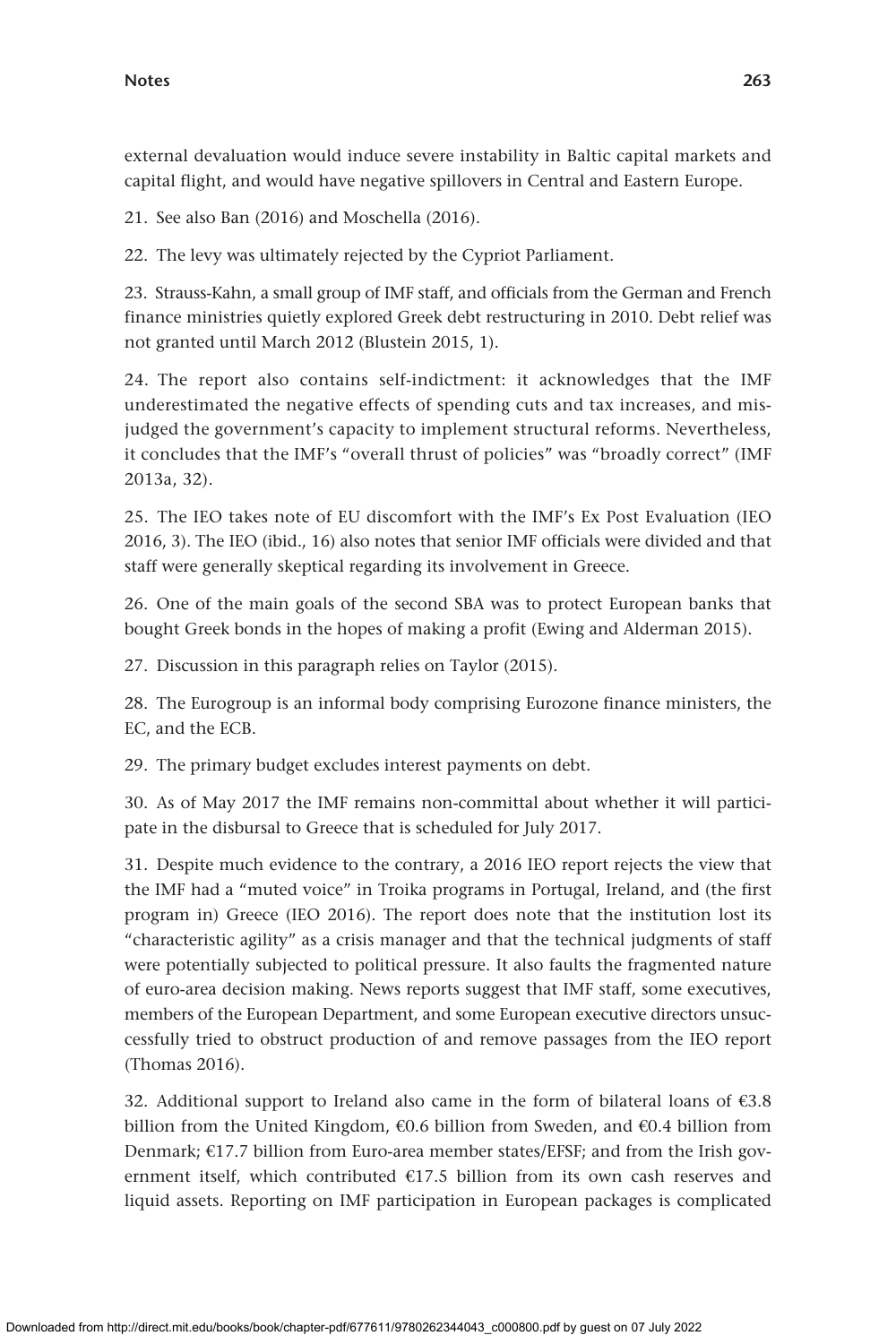external devaluation would induce severe instability in Baltic capital markets and capital flight, and would have negative spillovers in Central and Eastern Europe.

21. See also Ban (2016) and Moschella (2016).

22. The levy was ultimately rejected by the Cypriot Parliament.

23. Strauss-Kahn, a small group of IMF staff, and officials from the German and French finance ministries quietly explored Greek debt restructuring in 2010. Debt relief was not granted until March 2012 (Blustein 2015, 1).

24. The report also contains self-indictment: it acknowledges that the IMF underestimated the negative effects of spending cuts and tax increases, and misjudged the government's capacity to implement structural reforms. Nevertheless, it concludes that the IMF's "overall thrust of policies" was "broadly correct" (IMF 2013a, 32).

25. The IEO takes note of EU discomfort with the IMF's Ex Post Evaluation (IEO 2016, 3). The IEO (ibid., 16) also notes that senior IMF officials were divided and that staff were generally skeptical regarding its involvement in Greece.

26. One of the main goals of the second SBA was to protect European banks that bought Greek bonds in the hopes of making a profit (Ewing and Alderman 2015).

27. Discussion in this paragraph relies on Taylor (2015).

28. The Eurogroup is an informal body comprising Eurozone finance ministers, the EC, and the ECB.

29. The primary budget excludes interest payments on debt.

30. As of May 2017 the IMF remains non-committal about whether it will participate in the disbursal to Greece that is scheduled for July 2017.

31. Despite much evidence to the contrary, a 2016 IEO report rejects the view that the IMF had a "muted voice" in Troika programs in Portugal, Ireland, and (the first program in) Greece (IEO 2016). The report does note that the institution lost its "characteristic agility" as a crisis manager and that the technical judgments of staff were potentially subjected to political pressure. It also faults the fragmented nature of euro-area decision making. News reports suggest that IMF staff, some executives, members of the European Department, and some European executive directors unsuccessfully tried to obstruct production of and remove passages from the IEO report (Thomas 2016).

32. Additional support to Ireland also came in the form of bilateral loans of €3.8 billion from the United Kingdom, €0.6 billion from Sweden, and €0.4 billion from Denmark; €17.7 billion from Euro-area member states/EFSF; and from the Irish government itself, which contributed €17.5 billion from its own cash reserves and liquid assets. Reporting on IMF participation in European packages is complicated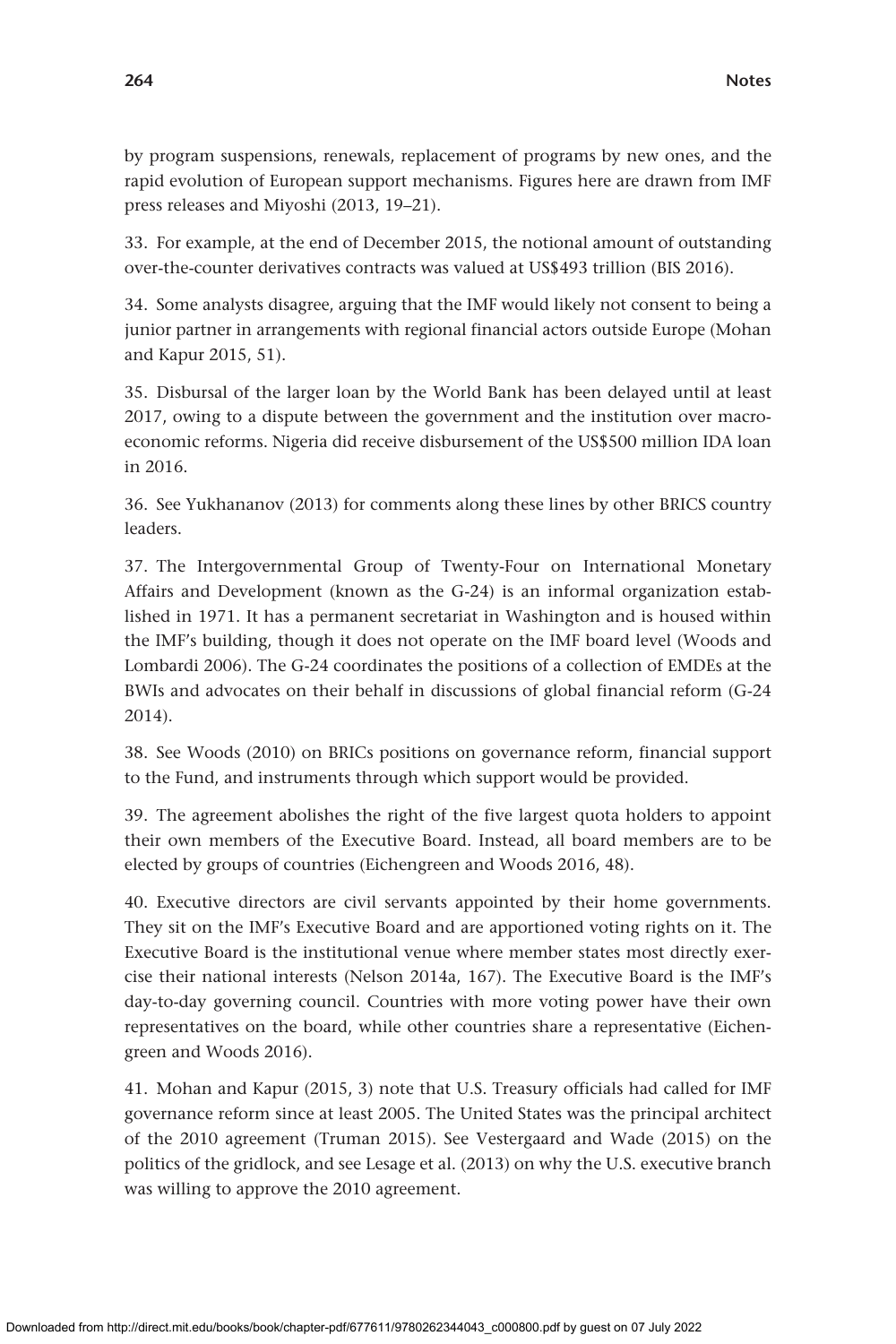by program suspensions, renewals, replacement of programs by new ones, and the rapid evolution of European support mechanisms. Figures here are drawn from IMF press releases and Miyoshi (2013, 19–21).

33. For example, at the end of December 2015, the notional amount of outstanding over-the-counter derivatives contracts was valued at US$493 trillion (BIS 2016).

34. Some analysts disagree, arguing that the IMF would likely not consent to being a junior partner in arrangements with regional financial actors outside Europe (Mohan and Kapur 2015, 51).

35. Disbursal of the larger loan by the World Bank has been delayed until at least 2017, owing to a dispute between the government and the institution over macroeconomic reforms. Nigeria did receive disbursement of the US$500 million IDA loan in 2016.

36. See Yukhananov (2013) for comments along these lines by other BRICS country leaders.

37. The Intergovernmental Group of Twenty-Four on International Monetary Affairs and Development (known as the G-24) is an informal organization established in 1971. It has a permanent secretariat in Washington and is housed within the IMF's building, though it does not operate on the IMF board level (Woods and Lombardi 2006). The G-24 coordinates the positions of a collection of EMDEs at the BWIs and advocates on their behalf in discussions of global financial reform (G-24 2014).

38. See Woods (2010) on BRICs positions on governance reform, financial support to the Fund, and instruments through which support would be provided.

39. The agreement abolishes the right of the five largest quota holders to appoint their own members of the Executive Board. Instead, all board members are to be elected by groups of countries (Eichengreen and Woods 2016, 48).

40. Executive directors are civil servants appointed by their home governments. They sit on the IMF's Executive Board and are apportioned voting rights on it. The Executive Board is the institutional venue where member states most directly exercise their national interests (Nelson 2014a, 167). The Executive Board is the IMF's day-to-day governing council. Countries with more voting power have their own representatives on the board, while other countries share a representative (Eichengreen and Woods 2016).

41. Mohan and Kapur (2015, 3) note that U.S. Treasury officials had called for IMF governance reform since at least 2005. The United States was the principal architect of the 2010 agreement (Truman 2015). See Vestergaard and Wade (2015) on the politics of the gridlock, and see Lesage et al. (2013) on why the U.S. executive branch was willing to approve the 2010 agreement.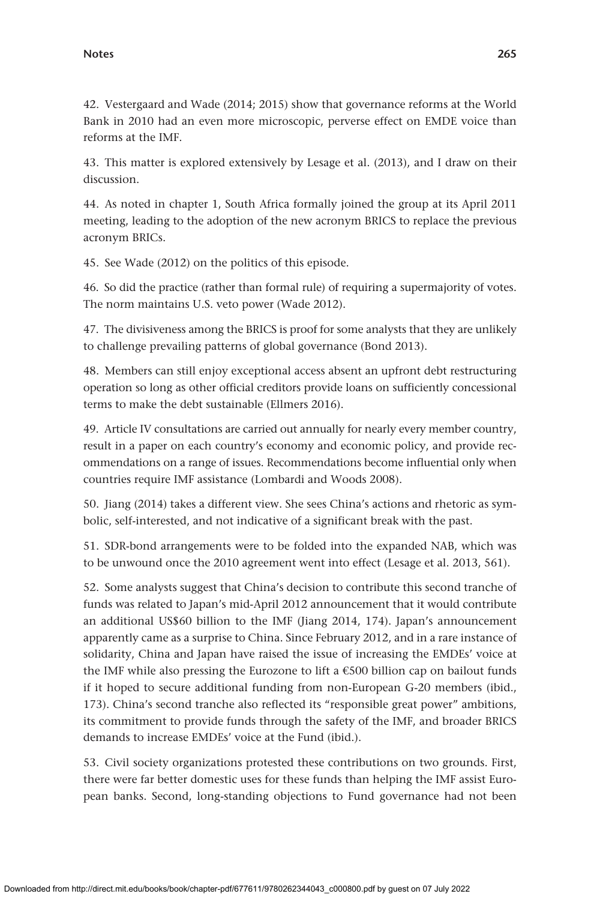42. Vestergaard and Wade (2014; 2015) show that governance reforms at the World Bank in 2010 had an even more microscopic, perverse effect on EMDE voice than reforms at the IMF.

43. This matter is explored extensively by Lesage et al. (2013), and I draw on their discussion.

44. As noted in chapter 1, South Africa formally joined the group at its April 2011 meeting, leading to the adoption of the new acronym BRICS to replace the previous acronym BRICs.

45. See Wade (2012) on the politics of this episode.

46. So did the practice (rather than formal rule) of requiring a supermajority of votes. The norm maintains U.S. veto power (Wade 2012).

47. The divisiveness among the BRICS is proof for some analysts that they are unlikely to challenge prevailing patterns of global governance (Bond 2013).

48. Members can still enjoy exceptional access absent an upfront debt restructuring operation so long as other official creditors provide loans on sufficiently concessional terms to make the debt sustainable (Ellmers 2016).

49. Article IV consultations are carried out annually for nearly every member country, result in a paper on each country's economy and economic policy, and provide recommendations on a range of issues. Recommendations become influential only when countries require IMF assistance (Lombardi and Woods 2008).

50. Jiang (2014) takes a different view. She sees China's actions and rhetoric as symbolic, self-interested, and not indicative of a significant break with the past.

51. SDR-bond arrangements were to be folded into the expanded NAB, which was to be unwound once the 2010 agreement went into effect (Lesage et al. 2013, 561).

52. Some analysts suggest that China's decision to contribute this second tranche of funds was related to Japan's mid-April 2012 announcement that it would contribute an additional US$60 billion to the IMF (Jiang 2014, 174). Japan's announcement apparently came as a surprise to China. Since February 2012, and in a rare instance of solidarity, China and Japan have raised the issue of increasing the EMDEs' voice at the IMF while also pressing the Eurozone to lift a €500 billion cap on bailout funds if it hoped to secure additional funding from non-European G-20 members (ibid., 173). China's second tranche also reflected its "responsible great power" ambitions, its commitment to provide funds through the safety of the IMF, and broader BRICS demands to increase EMDEs' voice at the Fund (ibid.).

53. Civil society organizations protested these contributions on two grounds. First, there were far better domestic uses for these funds than helping the IMF assist European banks. Second, long-standing objections to Fund governance had not been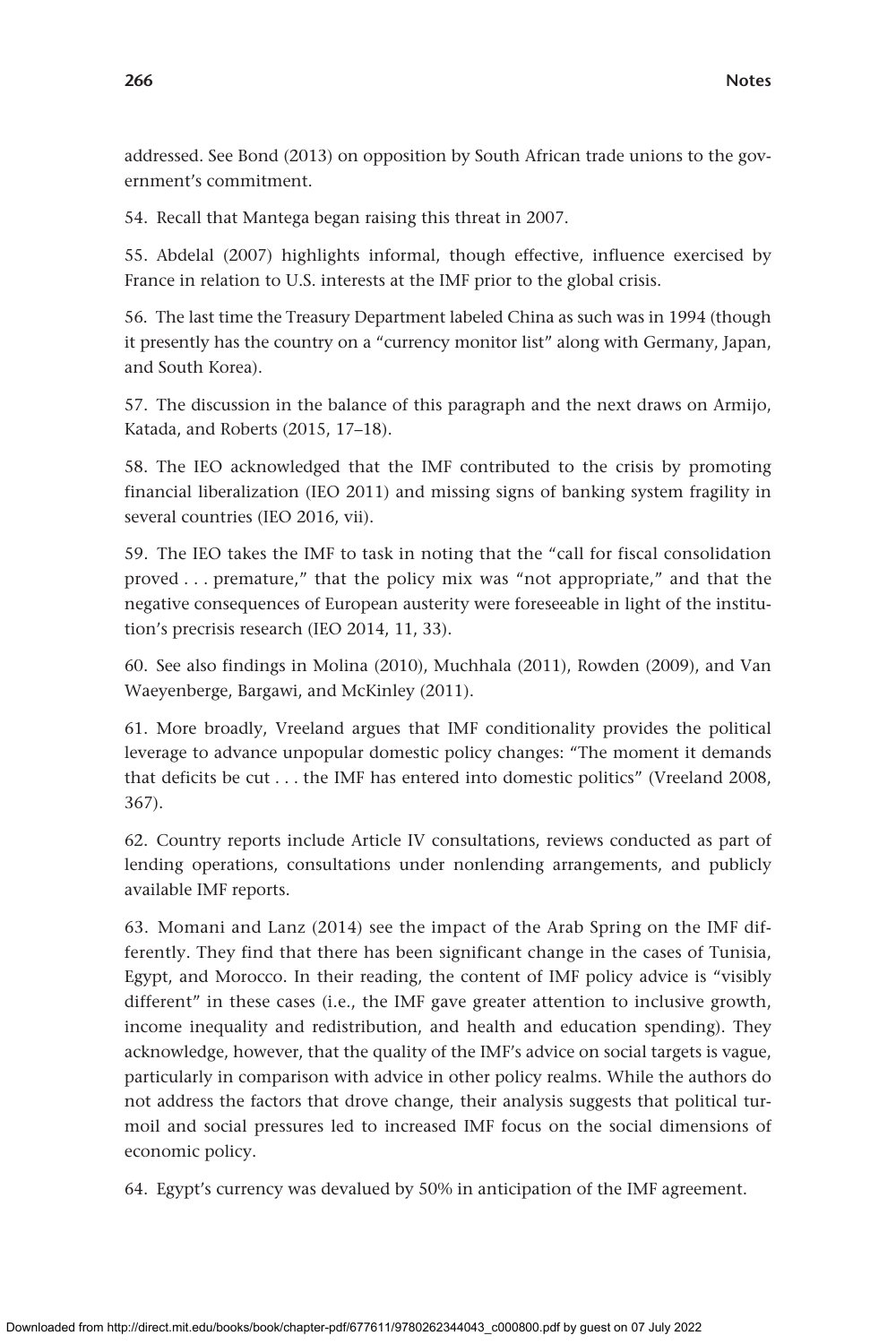addressed. See Bond (2013) on opposition by South African trade unions to the government's commitment.

54. Recall that Mantega began raising this threat in 2007.

55. Abdelal (2007) highlights informal, though effective, influence exercised by France in relation to U.S. interests at the IMF prior to the global crisis.

56. The last time the Treasury Department labeled China as such was in 1994 (though it presently has the country on a "currency monitor list" along with Germany, Japan, and South Korea).

57. The discussion in the balance of this paragraph and the next draws on Armijo, Katada, and Roberts (2015, 17–18).

58. The IEO acknowledged that the IMF contributed to the crisis by promoting financial liberalization (IEO 2011) and missing signs of banking system fragility in several countries (IEO 2016, vii).

59. The IEO takes the IMF to task in noting that the "call for fiscal consolidation proved . . . premature," that the policy mix was "not appropriate," and that the negative consequences of European austerity were foreseeable in light of the institution's precrisis research (IEO 2014, 11, 33).

60. See also findings in Molina (2010), Muchhala (2011), Rowden (2009), and Van Waeyenberge, Bargawi, and McKinley (2011).

61. More broadly, Vreeland argues that IMF conditionality provides the political leverage to advance unpopular domestic policy changes: "The moment it demands that deficits be cut . . . the IMF has entered into domestic politics" (Vreeland 2008, 367).

62. Country reports include Article IV consultations, reviews conducted as part of lending operations, consultations under nonlending arrangements, and publicly available IMF reports.

63. Momani and Lanz (2014) see the impact of the Arab Spring on the IMF differently. They find that there has been significant change in the cases of Tunisia, Egypt, and Morocco. In their reading, the content of IMF policy advice is "visibly different" in these cases (i.e., the IMF gave greater attention to inclusive growth, income inequality and redistribution, and health and education spending). They acknowledge, however, that the quality of the IMF's advice on social targets is vague, particularly in comparison with advice in other policy realms. While the authors do not address the factors that drove change, their analysis suggests that political turmoil and social pressures led to increased IMF focus on the social dimensions of economic policy.

64. Egypt's currency was devalued by 50% in anticipation of the IMF agreement.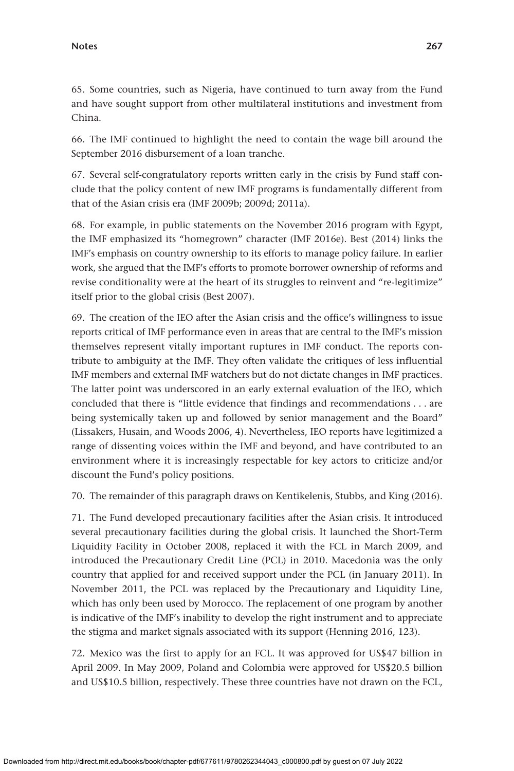65. Some countries, such as Nigeria, have continued to turn away from the Fund and have sought support from other multilateral institutions and investment from China.

66. The IMF continued to highlight the need to contain the wage bill around the September 2016 disbursement of a loan tranche.

67. Several self-congratulatory reports written early in the crisis by Fund staff conclude that the policy content of new IMF programs is fundamentally different from that of the Asian crisis era (IMF 2009b; 2009d; 2011a).

68. For example, in public statements on the November 2016 program with Egypt, the IMF emphasized its "homegrown" character (IMF 2016e). Best (2014) links the IMF's emphasis on country ownership to its efforts to manage policy failure. In earlier work, she argued that the IMF's efforts to promote borrower ownership of reforms and revise conditionality were at the heart of its struggles to reinvent and "re-legitimize" itself prior to the global crisis (Best 2007).

69. The creation of the IEO after the Asian crisis and the office's willingness to issue reports critical of IMF performance even in areas that are central to the IMF's mission themselves represent vitally important ruptures in IMF conduct. The reports contribute to ambiguity at the IMF. They often validate the critiques of less influential IMF members and external IMF watchers but do not dictate changes in IMF practices. The latter point was underscored in an early external evaluation of the IEO, which concluded that there is "little evidence that findings and recommendations . . . are being systemically taken up and followed by senior management and the Board" (Lissakers, Husain, and Woods 2006, 4). Nevertheless, IEO reports have legitimized a range of dissenting voices within the IMF and beyond, and have contributed to an environment where it is increasingly respectable for key actors to criticize and/or discount the Fund's policy positions.

70. The remainder of this paragraph draws on Kentikelenis, Stubbs, and King (2016).

71. The Fund developed precautionary facilities after the Asian crisis. It introduced several precautionary facilities during the global crisis. It launched the Short-Term Liquidity Facility in October 2008, replaced it with the FCL in March 2009, and introduced the Precautionary Credit Line (PCL) in 2010. Macedonia was the only country that applied for and received support under the PCL (in January 2011). In November 2011, the PCL was replaced by the Precautionary and Liquidity Line, which has only been used by Morocco. The replacement of one program by another is indicative of the IMF's inability to develop the right instrument and to appreciate the stigma and market signals associated with its support (Henning 2016, 123).

72. Mexico was the first to apply for an FCL. It was approved for US$47 billion in April 2009. In May 2009, Poland and Colombia were approved for US$20.5 billion and US$10.5 billion, respectively. These three countries have not drawn on the FCL,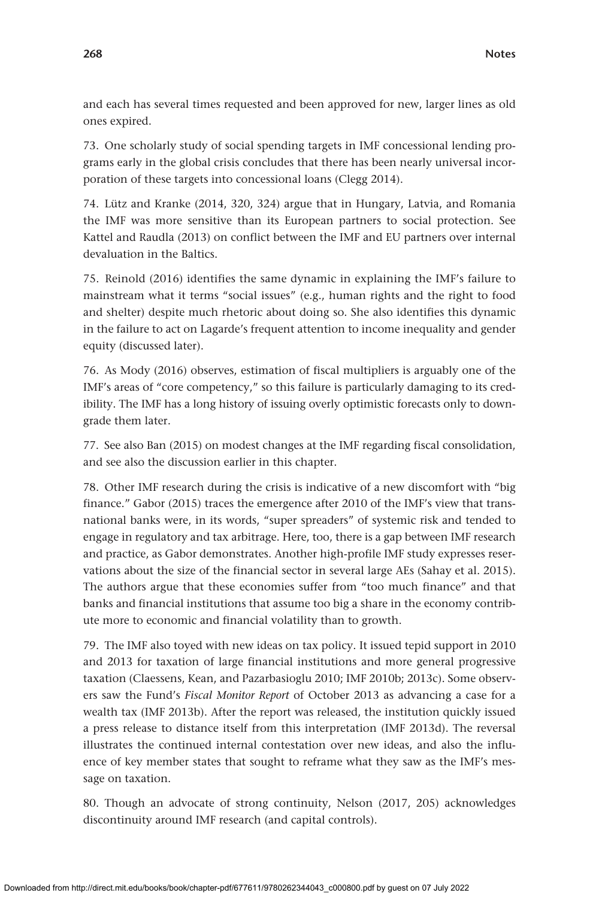and each has several times requested and been approved for new, larger lines as old ones expired.

73. One scholarly study of social spending targets in IMF concessional lending programs early in the global crisis concludes that there has been nearly universal incorporation of these targets into concessional loans (Clegg 2014).

74. Lütz and Kranke (2014, 320, 324) argue that in Hungary, Latvia, and Romania the IMF was more sensitive than its European partners to social protection. See Kattel and Raudla (2013) on conflict between the IMF and EU partners over internal devaluation in the Baltics.

75. Reinold (2016) identifies the same dynamic in explaining the IMF's failure to mainstream what it terms "social issues" (e.g., human rights and the right to food and shelter) despite much rhetoric about doing so. She also identifies this dynamic in the failure to act on Lagarde's frequent attention to income inequality and gender equity (discussed later).

76. As Mody (2016) observes, estimation of fiscal multipliers is arguably one of the IMF's areas of "core competency," so this failure is particularly damaging to its credibility. The IMF has a long history of issuing overly optimistic forecasts only to downgrade them later.

77. See also Ban (2015) on modest changes at the IMF regarding fiscal consolidation, and see also the discussion earlier in this chapter.

78. Other IMF research during the crisis is indicative of a new discomfort with "big finance." Gabor (2015) traces the emergence after 2010 of the IMF's view that transnational banks were, in its words, "super spreaders" of systemic risk and tended to engage in regulatory and tax arbitrage. Here, too, there is a gap between IMF research and practice, as Gabor demonstrates. Another high-profile IMF study expresses reservations about the size of the financial sector in several large AEs (Sahay et al. 2015). The authors argue that these economies suffer from "too much finance" and that banks and financial institutions that assume too big a share in the economy contribute more to economic and financial volatility than to growth.

79. The IMF also toyed with new ideas on tax policy. It issued tepid support in 2010 and 2013 for taxation of large financial institutions and more general progressive taxation (Claessens, Kean, and Pazarbasioglu 2010; IMF 2010b; 2013c). Some observers saw the Fund's *Fiscal Monitor Report* of October 2013 as advancing a case for a wealth tax (IMF 2013b). After the report was released, the institution quickly issued a press release to distance itself from this interpretation (IMF 2013d). The reversal illustrates the continued internal contestation over new ideas, and also the influence of key member states that sought to reframe what they saw as the IMF's message on taxation.

80. Though an advocate of strong continuity, Nelson (2017, 205) acknowledges discontinuity around IMF research (and capital controls).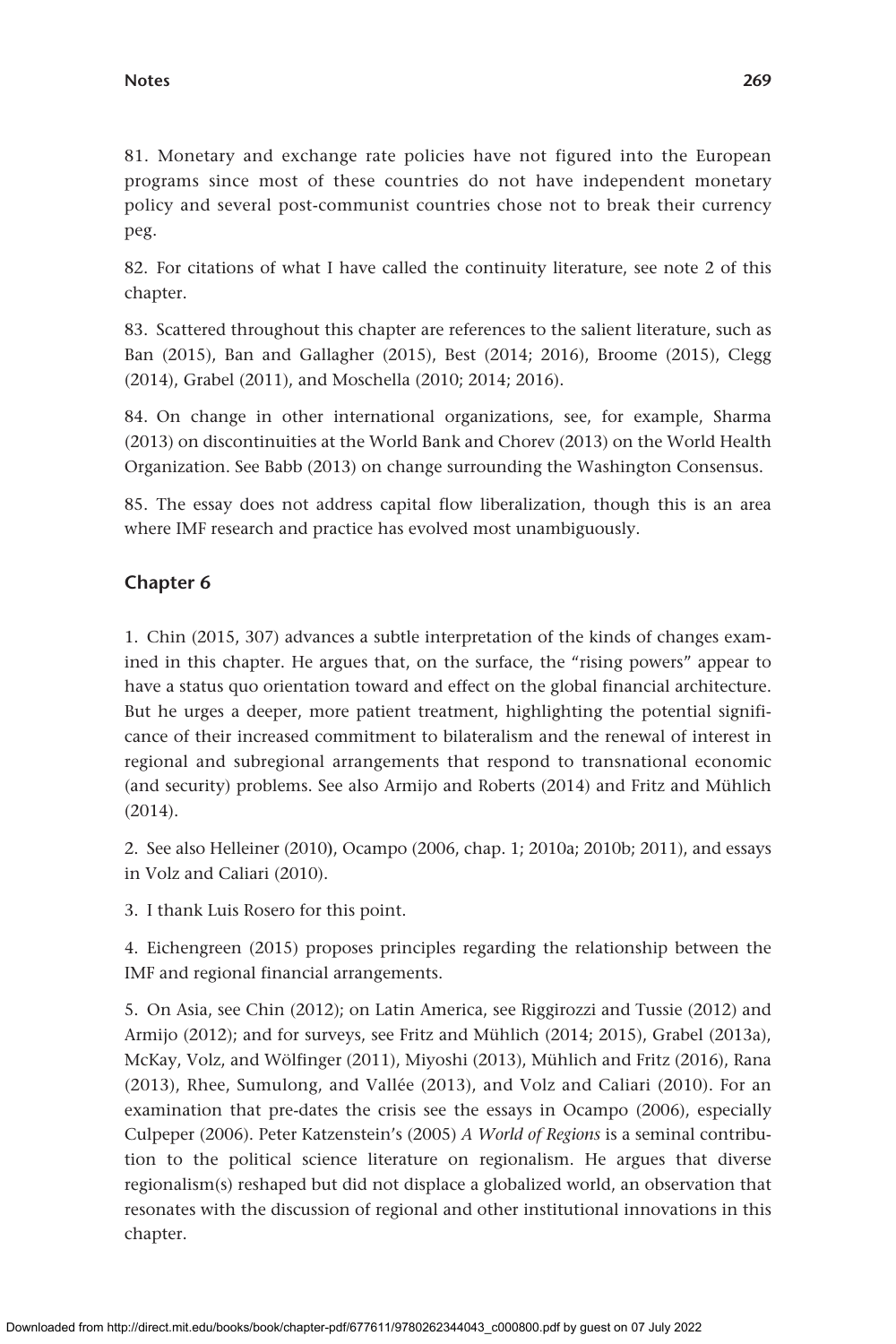81. Monetary and exchange rate policies have not figured into the European programs since most of these countries do not have independent monetary policy and several post-communist countries chose not to break their currency peg.

82. For citations of what I have called the continuity literature, see note 2 of this chapter.

83. Scattered throughout this chapter are references to the salient literature, such as Ban (2015), Ban and Gallagher (2015), Best (2014; 2016), Broome (2015), Clegg (2014), Grabel (2011), and Moschella (2010; 2014; 2016).

84. On change in other international organizations, see, for example, Sharma (2013) on discontinuities at the World Bank and Chorev (2013) on the World Health Organization. See Babb (2013) on change surrounding the Washington Consensus.

85. The essay does not address capital flow liberalization, though this is an area where IMF research and practice has evolved most unambiguously.

## Chapter 6

1. Chin (2015, 307) advances a subtle interpretation of the kinds of changes examined in this chapter. He argues that, on the surface, the "rising powers" appear to have a status quo orientation toward and effect on the global financial architecture. But he urges a deeper, more patient treatment, highlighting the potential significance of their increased commitment to bilateralism and the renewal of interest in regional and subregional arrangements that respond to transnational economic (and security) problems. See also Armijo and Roberts (2014) and Fritz and Mühlich (2014).

2. See also Helleiner (2010), Ocampo (2006, chap. 1; 2010a; 2010b; 2011), and essays in Volz and Caliari (2010).

3. I thank Luis Rosero for this point.

4. Eichengreen (2015) proposes principles regarding the relationship between the IMF and regional financial arrangements.

5. On Asia, see Chin (2012); on Latin America, see Riggirozzi and Tussie (2012) and Armijo (2012); and for surveys, see Fritz and Mühlich (2014; 2015), Grabel (2013a), McKay, Volz, and Wölfinger (2011), Miyoshi (2013), Mühlich and Fritz (2016), Rana (2013), Rhee, Sumulong, and Vallée (2013), and Volz and Caliari (2010). For an examination that pre-dates the crisis see the essays in Ocampo (2006), especially Culpeper (2006). Peter Katzenstein's (2005) *A World of Regions* is a seminal contribution to the political science literature on regionalism. He argues that diverse regionalism(s) reshaped but did not displace a globalized world, an observation that resonates with the discussion of regional and other institutional innovations in this chapter.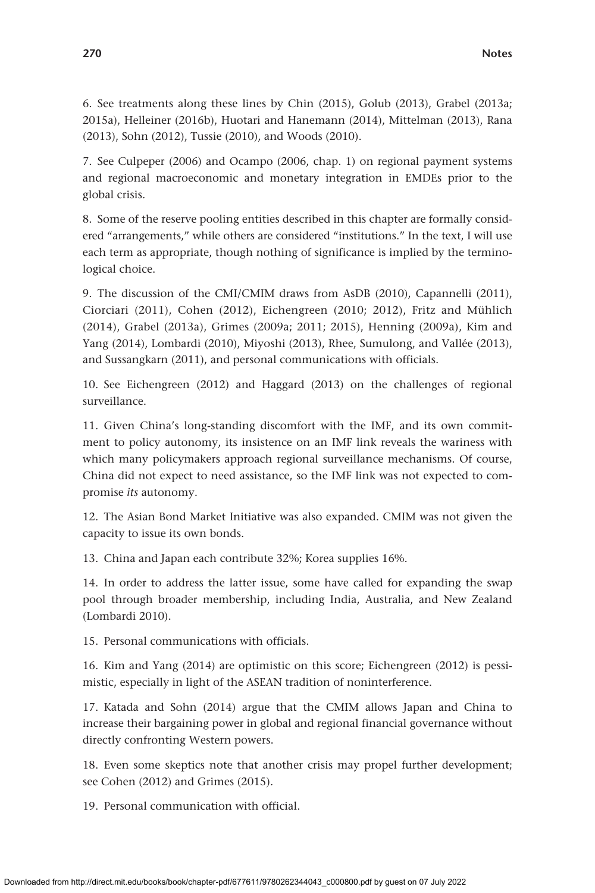6. See treatments along these lines by Chin (2015), Golub (2013), Grabel (2013a; 2015a), Helleiner (2016b), Huotari and Hanemann (2014), Mittelman (2013), Rana (2013), Sohn (2012), Tussie (2010), and Woods (2010).

7. See Culpeper (2006) and Ocampo (2006, chap. 1) on regional payment systems and regional macroeconomic and monetary integration in EMDEs prior to the global crisis.

8. Some of the reserve pooling entities described in this chapter are formally considered "arrangements," while others are considered "institutions." In the text, I will use each term as appropriate, though nothing of significance is implied by the terminological choice.

9. The discussion of the CMI/CMIM draws from AsDB (2010), Capannelli (2011), Ciorciari (2011), Cohen (2012), Eichengreen (2010; 2012), Fritz and Mühlich (2014), Grabel (2013a), Grimes (2009a; 2011; 2015), Henning (2009a), Kim and Yang (2014), Lombardi (2010), Miyoshi (2013), Rhee, Sumulong, and Vallée (2013), and Sussangkarn (2011), and personal communications with officials.

10. See Eichengreen (2012) and Haggard (2013) on the challenges of regional surveillance.

11. Given China's long-standing discomfort with the IMF, and its own commitment to policy autonomy, its insistence on an IMF link reveals the wariness with which many policymakers approach regional surveillance mechanisms. Of course, China did not expect to need assistance, so the IMF link was not expected to compromise *its* autonomy.

12. The Asian Bond Market Initiative was also expanded. CMIM was not given the capacity to issue its own bonds.

13. China and Japan each contribute 32%; Korea supplies 16%.

14. In order to address the latter issue, some have called for expanding the swap pool through broader membership, including India, Australia, and New Zealand (Lombardi 2010).

15. Personal communications with officials.

16. Kim and Yang (2014) are optimistic on this score; Eichengreen (2012) is pessimistic, especially in light of the ASEAN tradition of noninterference.

17. Katada and Sohn (2014) argue that the CMIM allows Japan and China to increase their bargaining power in global and regional financial governance without directly confronting Western powers.

18. Even some skeptics note that another crisis may propel further development; see Cohen (2012) and Grimes (2015).

19. Personal communication with official.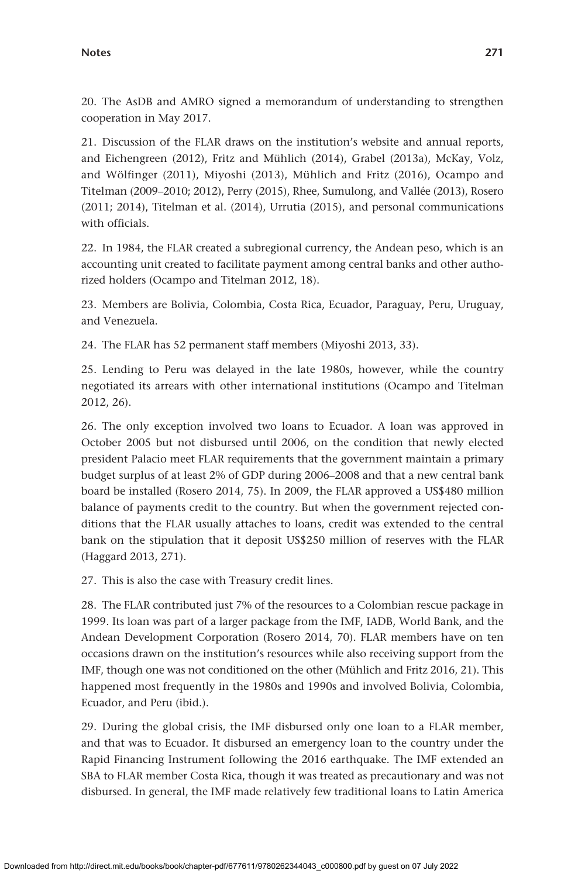20. The AsDB and AMRO signed a memorandum of understanding to strengthen cooperation in May 2017.

21. Discussion of the FLAR draws on the institution's website and annual reports, and Eichengreen (2012), Fritz and Mühlich (2014), Grabel (2013a), McKay, Volz, and Wölfinger (2011), Miyoshi (2013), Mühlich and Fritz (2016), Ocampo and Titelman (2009–2010; 2012), Perry (2015), Rhee, Sumulong, and Vallée (2013), Rosero (2011; 2014), Titelman et al. (2014), Urrutia (2015), and personal communications with officials.

22. In 1984, the FLAR created a subregional currency, the Andean peso, which is an accounting unit created to facilitate payment among central banks and other authorized holders (Ocampo and Titelman 2012, 18).

23. Members are Bolivia, Colombia, Costa Rica, Ecuador, Paraguay, Peru, Uruguay, and Venezuela.

24. The FLAR has 52 permanent staff members (Miyoshi 2013, 33).

25. Lending to Peru was delayed in the late 1980s, however, while the country negotiated its arrears with other international institutions (Ocampo and Titelman 2012, 26).

26. The only exception involved two loans to Ecuador. A loan was approved in October 2005 but not disbursed until 2006, on the condition that newly elected president Palacio meet FLAR requirements that the government maintain a primary budget surplus of at least 2% of GDP during 2006–2008 and that a new central bank board be installed (Rosero 2014, 75). In 2009, the FLAR approved a US$480 million balance of payments credit to the country. But when the government rejected conditions that the FLAR usually attaches to loans, credit was extended to the central bank on the stipulation that it deposit US$250 million of reserves with the FLAR (Haggard 2013, 271).

27. This is also the case with Treasury credit lines.

28. The FLAR contributed just 7% of the resources to a Colombian rescue package in 1999. Its loan was part of a larger package from the IMF, IADB, World Bank, and the Andean Development Corporation (Rosero 2014, 70). FLAR members have on ten occasions drawn on the institution's resources while also receiving support from the IMF, though one was not conditioned on the other (Mühlich and Fritz 2016, 21). This happened most frequently in the 1980s and 1990s and involved Bolivia, Colombia, Ecuador, and Peru (ibid.).

29. During the global crisis, the IMF disbursed only one loan to a FLAR member, and that was to Ecuador. It disbursed an emergency loan to the country under the Rapid Financing Instrument following the 2016 earthquake. The IMF extended an SBA to FLAR member Costa Rica, though it was treated as precautionary and was not disbursed. In general, the IMF made relatively few traditional loans to Latin America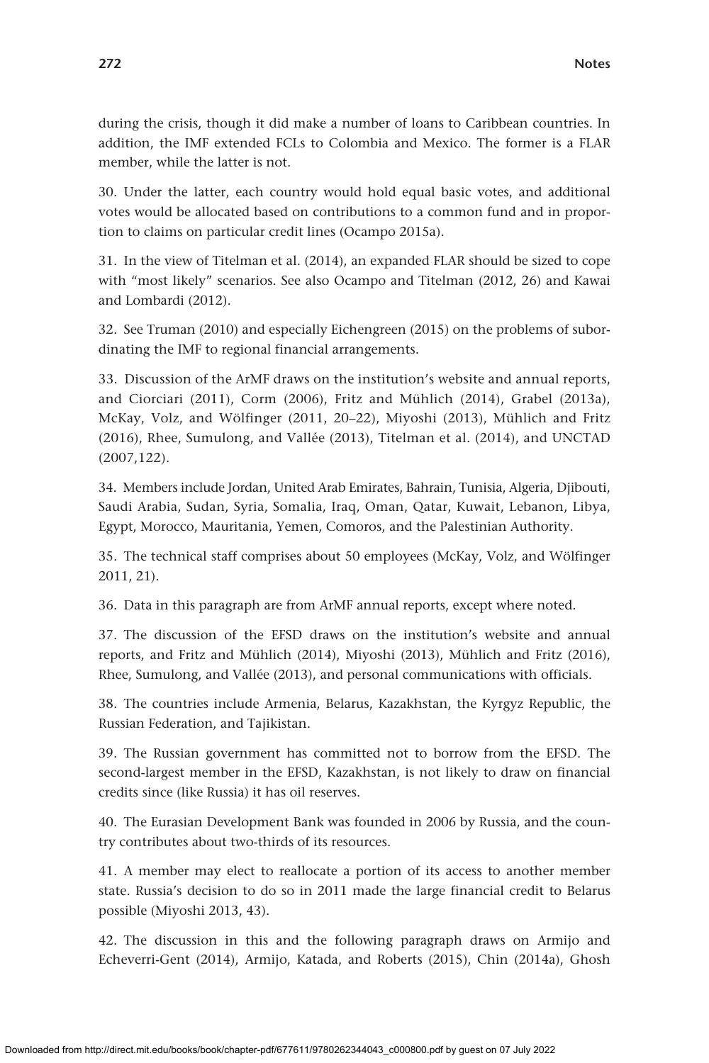during the crisis, though it did make a number of loans to Caribbean countries. In addition, the IMF extended FCLs to Colombia and Mexico. The former is a FLAR member, while the latter is not.

30. Under the latter, each country would hold equal basic votes, and additional votes would be allocated based on contributions to a common fund and in proportion to claims on particular credit lines (Ocampo 2015a).

31. In the view of Titelman et al. (2014), an expanded FLAR should be sized to cope with "most likely" scenarios. See also Ocampo and Titelman (2012, 26) and Kawai and Lombardi (2012).

32. See Truman (2010) and especially Eichengreen (2015) on the problems of subordinating the IMF to regional financial arrangements.

33. Discussion of the ArMF draws on the institution's website and annual reports, and Ciorciari (2011), Corm (2006), Fritz and Mühlich (2014), Grabel (2013a), McKay, Volz, and Wölfinger (2011, 20–22), Miyoshi (2013), Mühlich and Fritz (2016), Rhee, Sumulong, and Vallée (2013), Titelman et al. (2014), and UNCTAD (2007,122).

34. Members include Jordan, United Arab Emirates, Bahrain, Tunisia, Algeria, Djibouti, Saudi Arabia, Sudan, Syria, Somalia, Iraq, Oman, Qatar, Kuwait, Lebanon, Libya, Egypt, Morocco, Mauritania, Yemen, Comoros, and the Palestinian Authority.

35. The technical staff comprises about 50 employees (McKay, Volz, and Wölfinger 2011, 21).

36. Data in this paragraph are from ArMF annual reports, except where noted.

37. The discussion of the EFSD draws on the institution's website and annual reports, and Fritz and Mühlich (2014), Miyoshi (2013), Mühlich and Fritz (2016), Rhee, Sumulong, and Vallée (2013), and personal communications with officials.

38. The countries include Armenia, Belarus, Kazakhstan, the Kyrgyz Republic, the Russian Federation, and Tajikistan.

39. The Russian government has committed not to borrow from the EFSD. The second-largest member in the EFSD, Kazakhstan, is not likely to draw on financial credits since (like Russia) it has oil reserves.

40. The Eurasian Development Bank was founded in 2006 by Russia, and the country contributes about two-thirds of its resources.

41. A member may elect to reallocate a portion of its access to another member state. Russia's decision to do so in 2011 made the large financial credit to Belarus possible (Miyoshi 2013, 43).

42. The discussion in this and the following paragraph draws on Armijo and Echeverri-Gent (2014), Armijo, Katada, and Roberts (2015), Chin (2014a), Ghosh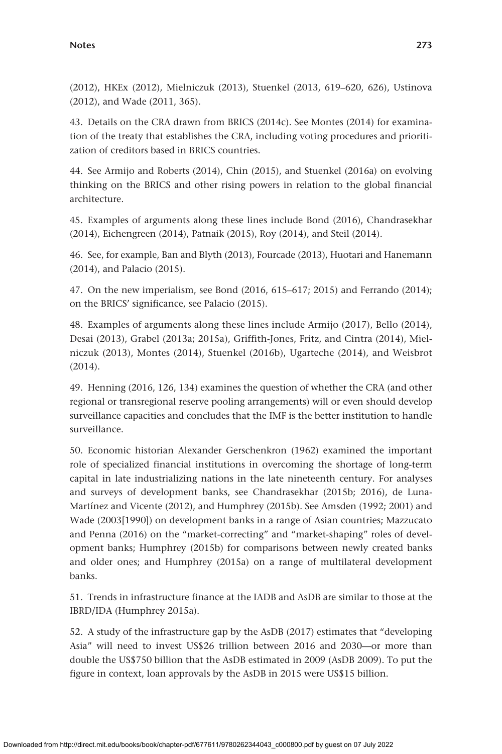(2012), HKEx (2012), Mielniczuk (2013), Stuenkel (2013, 619–620, 626), Ustinova (2012), and Wade (2011, 365).

43. Details on the CRA drawn from BRICS (2014c). See Montes (2014) for examination of the treaty that establishes the CRA, including voting procedures and prioritization of creditors based in BRICS countries.

44. See Armijo and Roberts (2014), Chin (2015), and Stuenkel (2016a) on evolving thinking on the BRICS and other rising powers in relation to the global financial architecture.

45. Examples of arguments along these lines include Bond (2016), Chandrasekhar (2014), Eichengreen (2014), Patnaik (2015), Roy (2014), and Steil (2014).

46. See, for example, Ban and Blyth (2013), Fourcade (2013), Huotari and Hanemann (2014), and Palacio (2015).

47. On the new imperialism, see Bond (2016, 615–617; 2015) and Ferrando (2014); on the BRICS' significance, see Palacio (2015).

48. Examples of arguments along these lines include Armijo (2017), Bello (2014), Desai (2013), Grabel (2013a; 2015a), Griffith-Jones, Fritz, and Cintra (2014), Mielniczuk (2013), Montes (2014), Stuenkel (2016b), Ugarteche (2014), and Weisbrot (2014).

49. Henning (2016, 126, 134) examines the question of whether the CRA (and other regional or transregional reserve pooling arrangements) will or even should develop surveillance capacities and concludes that the IMF is the better institution to handle surveillance.

50. Economic historian Alexander Gerschenkron (1962) examined the important role of specialized financial institutions in overcoming the shortage of long-term capital in late industrializing nations in the late nineteenth century. For analyses and surveys of development banks, see Chandrasekhar (2015b; 2016), de Luna-Martínez and Vicente (2012), and Humphrey (2015b). See Amsden (1992; 2001) and Wade (2003[1990]) on development banks in a range of Asian countries; Mazzucato and Penna (2016) on the "market-correcting" and "market-shaping" roles of development banks; Humphrey (2015b) for comparisons between newly created banks and older ones; and Humphrey (2015a) on a range of multilateral development banks.

51. Trends in infrastructure finance at the IADB and AsDB are similar to those at the IBRD/IDA (Humphrey 2015a).

52. A study of the infrastructure gap by the AsDB (2017) estimates that "developing Asia" will need to invest US$26 trillion between 2016 and 2030—or more than double the US$750 billion that the AsDB estimated in 2009 (AsDB 2009). To put the figure in context, loan approvals by the AsDB in 2015 were US$15 billion.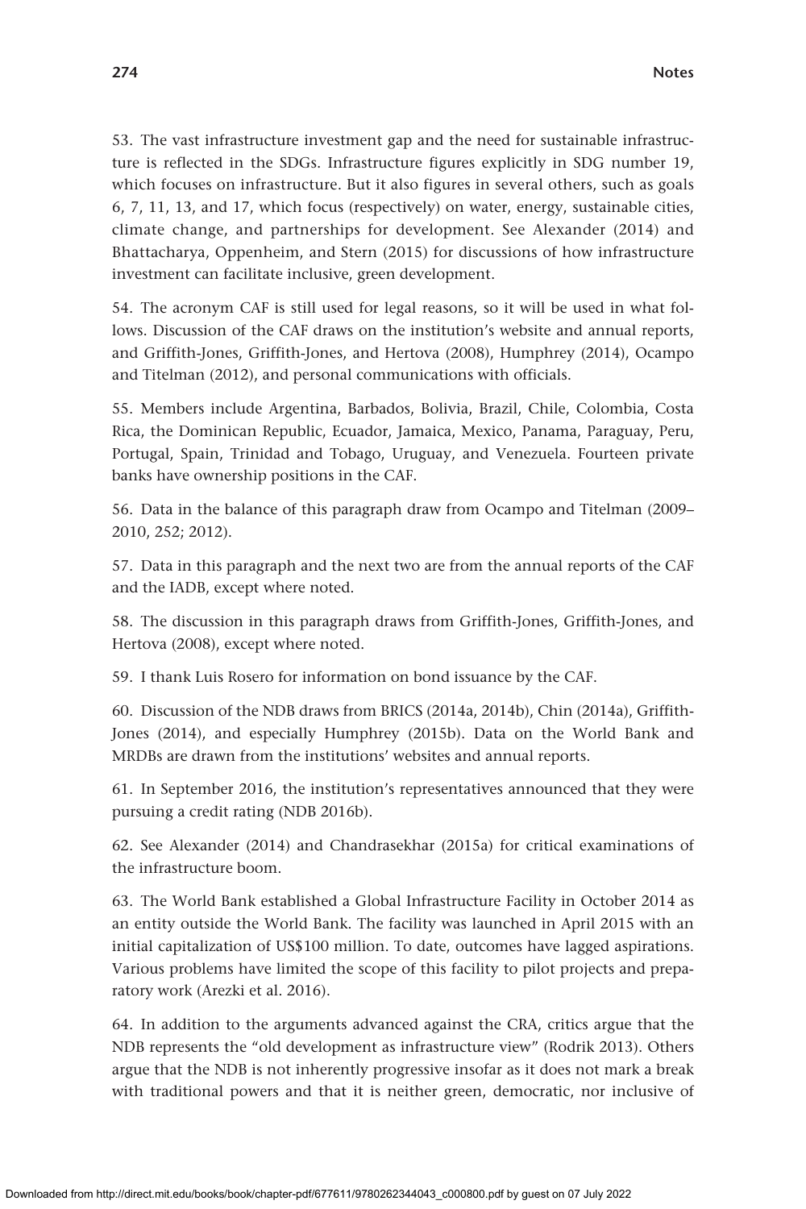53. The vast infrastructure investment gap and the need for sustainable infrastructure is reflected in the SDGs. Infrastructure figures explicitly in SDG number 19, which focuses on infrastructure. But it also figures in several others, such as goals 6, 7, 11, 13, and 17, which focus (respectively) on water, energy, sustainable cities, climate change, and partnerships for development. See Alexander (2014) and Bhattacharya, Oppenheim, and Stern (2015) for discussions of how infrastructure investment can facilitate inclusive, green development.

54. The acronym CAF is still used for legal reasons, so it will be used in what follows. Discussion of the CAF draws on the institution's website and annual reports, and Griffith-Jones, Griffith-Jones, and Hertova (2008), Humphrey (2014), Ocampo and Titelman (2012), and personal communications with officials.

55. Members include Argentina, Barbados, Bolivia, Brazil, Chile, Colombia, Costa Rica, the Dominican Republic, Ecuador, Jamaica, Mexico, Panama, Paraguay, Peru, Portugal, Spain, Trinidad and Tobago, Uruguay, and Venezuela. Fourteen private banks have ownership positions in the CAF.

56. Data in the balance of this paragraph draw from Ocampo and Titelman (2009–2010, 252; 2012).

57. Data in this paragraph and the next two are from the annual reports of the CAF and the IADB, except where noted.

58. The discussion in this paragraph draws from Griffith-Jones, Griffith-Jones, and Hertova (2008), except where noted.

59. I thank Luis Rosero for information on bond issuance by the CAF.

60. Discussion of the NDB draws from BRICS (2014a, 2014b), Chin (2014a), Griffith-Jones (2014), and especially Humphrey (2015b). Data on the World Bank and MRDBs are drawn from the institutions' websites and annual reports.

61. In September 2016, the institution's representatives announced that they were pursuing a credit rating (NDB 2016b).

62. See Alexander (2014) and Chandrasekhar (2015a) for critical examinations of the infrastructure boom.

63. The World Bank established a Global Infrastructure Facility in October 2014 as an entity outside the World Bank. The facility was launched in April 2015 with an initial capitalization of US$100 million. To date, outcomes have lagged aspirations. Various problems have limited the scope of this facility to pilot projects and preparatory work (Arezki et al. 2016).

64. In addition to the arguments advanced against the CRA, critics argue that the NDB represents the "old development as infrastructure view" (Rodrik 2013). Others argue that the NDB is not inherently progressive insofar as it does not mark a break with traditional powers and that it is neither green, democratic, nor inclusive of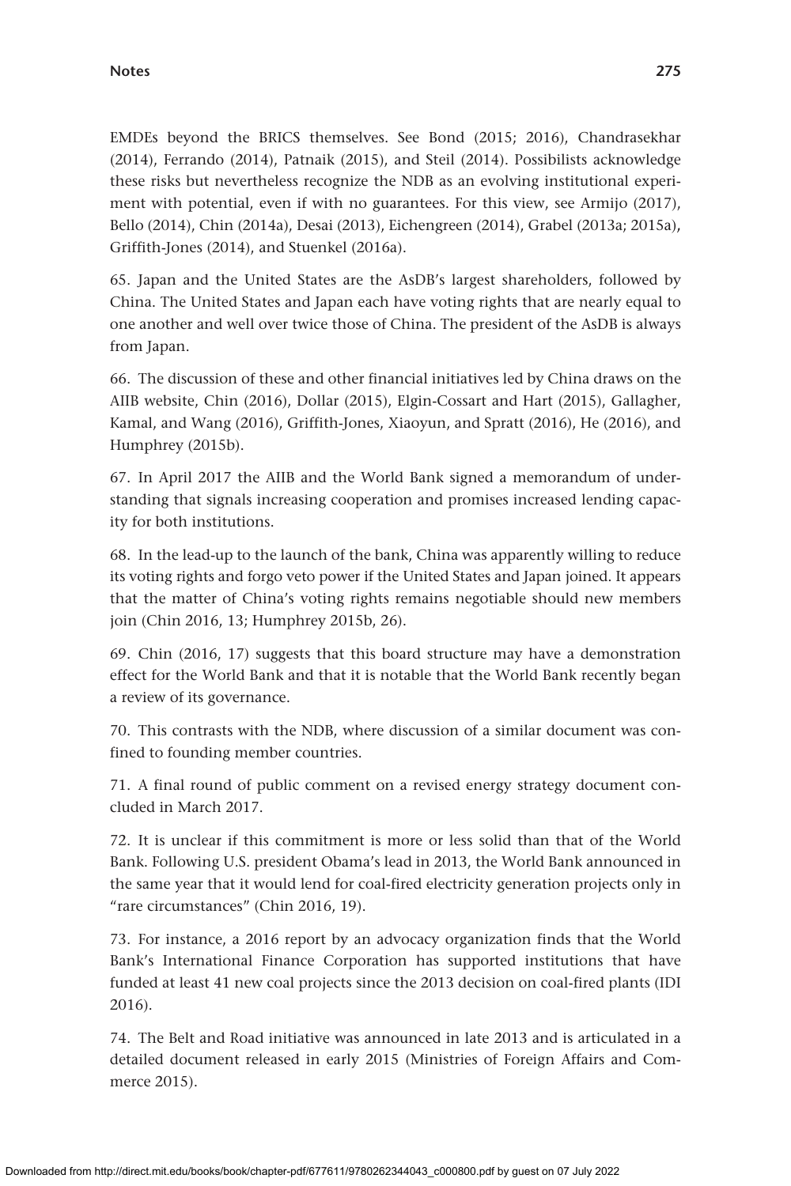EMDEs beyond the BRICS themselves. See Bond (2015; 2016), Chandrasekhar (2014), Ferrando (2014), Patnaik (2015), and Steil (2014). Possibilists acknowledge these risks but nevertheless recognize the NDB as an evolving institutional experiment with potential, even if with no guarantees. For this view, see Armijo (2017), Bello (2014), Chin (2014a), Desai (2013), Eichengreen (2014), Grabel (2013a; 2015a), Griffith-Jones (2014), and Stuenkel (2016a).

65. Japan and the United States are the AsDB's largest shareholders, followed by China. The United States and Japan each have voting rights that are nearly equal to one another and well over twice those of China. The president of the AsDB is always from Japan.

66. The discussion of these and other financial initiatives led by China draws on the AIIB website, Chin (2016), Dollar (2015), Elgin-Cossart and Hart (2015), Gallagher, Kamal, and Wang (2016), Griffith-Jones, Xiaoyun, and Spratt (2016), He (2016), and Humphrey (2015b).

67. In April 2017 the AIIB and the World Bank signed a memorandum of understanding that signals increasing cooperation and promises increased lending capacity for both institutions.

68. In the lead-up to the launch of the bank, China was apparently willing to reduce its voting rights and forgo veto power if the United States and Japan joined. It appears that the matter of China's voting rights remains negotiable should new members join (Chin 2016, 13; Humphrey 2015b, 26).

69. Chin (2016, 17) suggests that this board structure may have a demonstration effect for the World Bank and that it is notable that the World Bank recently began a review of its governance.

70. This contrasts with the NDB, where discussion of a similar document was confined to founding member countries.

71. A final round of public comment on a revised energy strategy document concluded in March 2017.

72. It is unclear if this commitment is more or less solid than that of the World Bank. Following U.S. president Obama's lead in 2013, the World Bank announced in the same year that it would lend for coal-fired electricity generation projects only in "rare circumstances" (Chin 2016, 19).

73. For instance, a 2016 report by an advocacy organization finds that the World Bank's International Finance Corporation has supported institutions that have funded at least 41 new coal projects since the 2013 decision on coal-fired plants (IDI 2016).

74. The Belt and Road initiative was announced in late 2013 and is articulated in a detailed document released in early 2015 (Ministries of Foreign Affairs and Commerce 2015).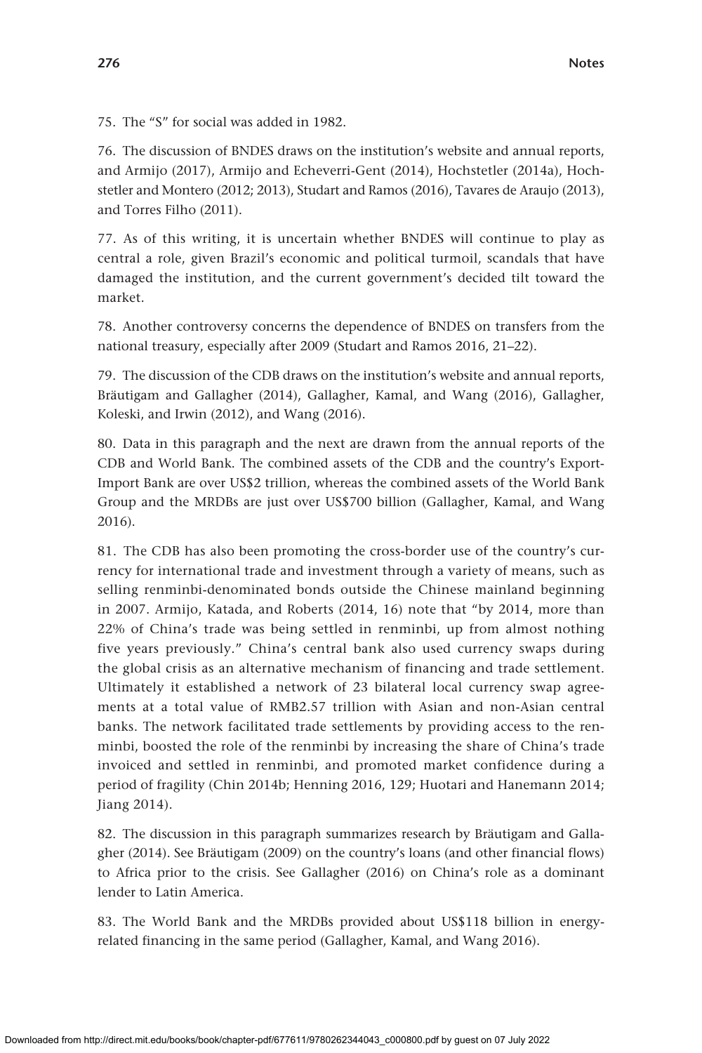75. The “S” for social was added in 1982.

76. The discussion of BNDES draws on the institution’s website and annual reports, and Armijo (2017), Armijo and Echeverri-Gent (2014), Hochstetler (2014a), Hochstetler and Montero (2012; 2013), Studart and Ramos (2016), Tavares de Araujo (2013), and Torres Filho (2011).

77. As of this writing, it is uncertain whether BNDES will continue to play as central a role, given Brazil’s economic and political turmoil, scandals that have damaged the institution, and the current government’s decided tilt toward the market.

78. Another controversy concerns the dependence of BNDES on transfers from the national treasury, especially after 2009 (Studart and Ramos 2016, 21–22).

79. The discussion of the CDB draws on the institution’s website and annual reports, Bräutigam and Gallagher (2014), Gallagher, Kamal, and Wang (2016), Gallagher, Koleski, and Irwin (2012), and Wang (2016).

80. Data in this paragraph and the next are drawn from the annual reports of the CDB and World Bank. The combined assets of the CDB and the country’s Export-Import Bank are over US$2 trillion, whereas the combined assets of the World Bank Group and the MRDBs are just over US$700 billion (Gallagher, Kamal, and Wang 2016).

81. The CDB has also been promoting the cross-border use of the country’s currency for international trade and investment through a variety of means, such as selling renminbi-denominated bonds outside the Chinese mainland beginning in 2007. Armijo, Katada, and Roberts (2014, 16) note that “by 2014, more than 22% of China’s trade was being settled in renminbi, up from almost nothing five years previously.” China’s central bank also used currency swaps during the global crisis as an alternative mechanism of financing and trade settlement. Ultimately it established a network of 23 bilateral local currency swap agreements at a total value of RMB2.57 trillion with Asian and non-Asian central banks. The network facilitated trade settlements by providing access to the renminbi, boosted the role of the renminbi by increasing the share of China’s trade invoiced and settled in renminbi, and promoted market confidence during a period of fragility (Chin 2014b; Henning 2016, 129; Huotari and Hanemann 2014; Jiang 2014).

82. The discussion in this paragraph summarizes research by Bräutigam and Gallagher (2014). See Bräutigam (2009) on the country’s loans (and other financial flows) to Africa prior to the crisis. See Gallagher (2016) on China’s role as a dominant lender to Latin America.

83. The World Bank and the MRDBs provided about US$118 billion in energy-related financing in the same period (Gallagher, Kamal, and Wang 2016).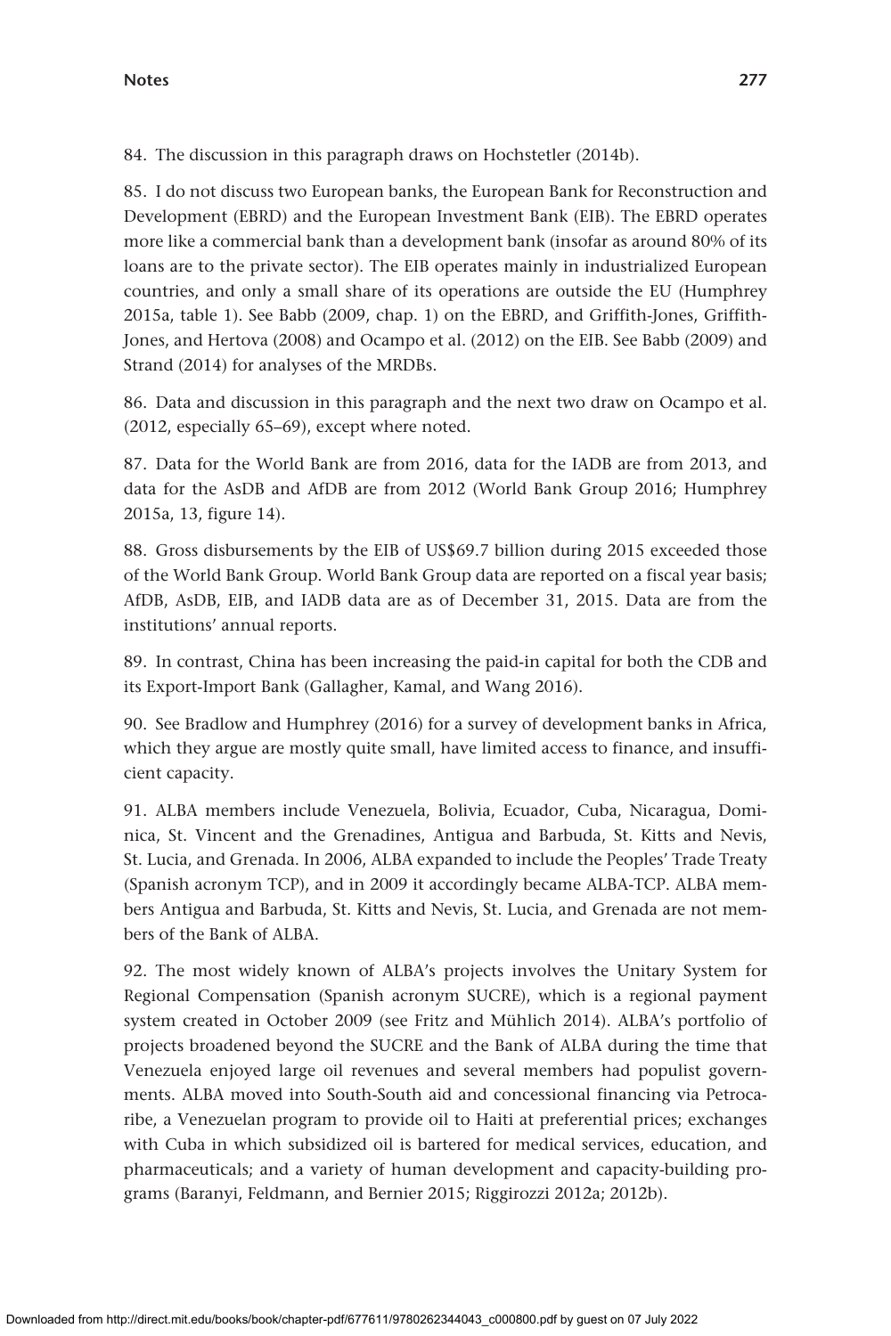84. The discussion in this paragraph draws on Hochstetler (2014b).

85. I do not discuss two European banks, the European Bank for Reconstruction and Development (EBRD) and the European Investment Bank (EIB). The EBRD operates more like a commercial bank than a development bank (insofar as around 80% of its loans are to the private sector). The EIB operates mainly in industrialized European countries, and only a small share of its operations are outside the EU (Humphrey 2015a, table 1). See Babb (2009, chap. 1) on the EBRD, and Griffith-Jones, Griffith-Jones, and Hertova (2008) and Ocampo et al. (2012) on the EIB. See Babb (2009) and Strand (2014) for analyses of the MRDBs.

86. Data and discussion in this paragraph and the next two draw on Ocampo et al. (2012, especially 65–69), except where noted.

87. Data for the World Bank are from 2016, data for the IADB are from 2013, and data for the AsDB and AfDB are from 2012 (World Bank Group 2016; Humphrey 2015a, 13, figure 14).

88. Gross disbursements by the EIB of US$69.7 billion during 2015 exceeded those of the World Bank Group. World Bank Group data are reported on a fiscal year basis; AfDB, AsDB, EIB, and IADB data are as of December 31, 2015. Data are from the institutions' annual reports.

89. In contrast, China has been increasing the paid-in capital for both the CDB and its Export-Import Bank (Gallagher, Kamal, and Wang 2016).

90. See Bradlow and Humphrey (2016) for a survey of development banks in Africa, which they argue are mostly quite small, have limited access to finance, and insufficient capacity.

91. ALBA members include Venezuela, Bolivia, Ecuador, Cuba, Nicaragua, Dominica, St. Vincent and the Grenadines, Antigua and Barbuda, St. Kitts and Nevis, St. Lucia, and Grenada. In 2006, ALBA expanded to include the Peoples' Trade Treaty (Spanish acronym TCP), and in 2009 it accordingly became ALBA-TCP. ALBA members Antigua and Barbuda, St. Kitts and Nevis, St. Lucia, and Grenada are not members of the Bank of ALBA.

92. The most widely known of ALBA's projects involves the Unitary System for Regional Compensation (Spanish acronym SUCRE), which is a regional payment system created in October 2009 (see Fritz and Mühlich 2014). ALBA's portfolio of projects broadened beyond the SUCRE and the Bank of ALBA during the time that Venezuela enjoyed large oil revenues and several members had populist governments. ALBA moved into South-South aid and concessional financing via Petrocaribe, a Venezuelan program to provide oil to Haiti at preferential prices; exchanges with Cuba in which subsidized oil is bartered for medical services, education, and pharmaceuticals; and a variety of human development and capacity-building programs (Baranyi, Feldmann, and Bernier 2015; Riggirozzi 2012a; 2012b).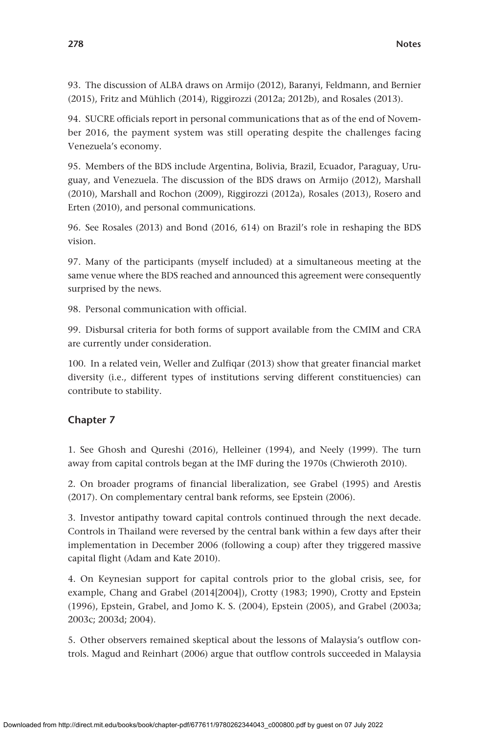93. The discussion of ALBA draws on Armijo (2012), Baranyi, Feldmann, and Bernier (2015), Fritz and Mühlich (2014), Riggirozzi (2012a; 2012b), and Rosales (2013).

94. SUCRE officials report in personal communications that as of the end of November 2016, the payment system was still operating despite the challenges facing Venezuela's economy.

95. Members of the BDS include Argentina, Bolivia, Brazil, Ecuador, Paraguay, Uruguay, and Venezuela. The discussion of the BDS draws on Armijo (2012), Marshall (2010), Marshall and Rochon (2009), Riggirozzi (2012a), Rosales (2013), Rosero and Erten (2010), and personal communications.

96. See Rosales (2013) and Bond (2016, 614) on Brazil's role in reshaping the BDS vision.

97. Many of the participants (myself included) at a simultaneous meeting at the same venue where the BDS reached and announced this agreement were consequently surprised by the news.

98. Personal communication with official.

99. Disbursal criteria for both forms of support available from the CMIM and CRA are currently under consideration.

100. In a related vein, Weller and Zulfiqar (2013) show that greater financial market diversity (i.e., different types of institutions serving different constituencies) can contribute to stability.

## Chapter 7

1. See Ghosh and Qureshi (2016), Helleiner (1994), and Neely (1999). The turn away from capital controls began at the IMF during the 1970s (Chwieroth 2010).

2. On broader programs of financial liberalization, see Grabel (1995) and Arestis (2017). On complementary central bank reforms, see Epstein (2006).

3. Investor antipathy toward capital controls continued through the next decade. Controls in Thailand were reversed by the central bank within a few days after their implementation in December 2006 (following a coup) after they triggered massive capital flight (Adam and Kate 2010).

4. On Keynesian support for capital controls prior to the global crisis, see, for example, Chang and Grabel (2014[2004]), Crotty (1983; 1990), Crotty and Epstein (1996), Epstein, Grabel, and Jomo K. S. (2004), Epstein (2005), and Grabel (2003a; 2003c; 2003d; 2004).

5. Other observers remained skeptical about the lessons of Malaysia's outflow controls. Magud and Reinhart (2006) argue that outflow controls succeeded in Malaysia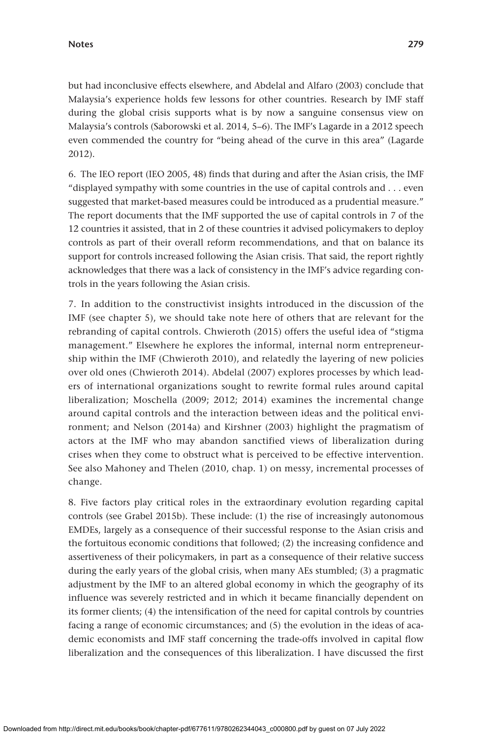but had inconclusive effects elsewhere, and Abdelal and Alfaro (2003) conclude that Malaysia's experience holds few lessons for other countries. Research by IMF staff during the global crisis supports what is by now a sanguine consensus view on Malaysia's controls (Saborowski et al. 2014, 5–6). The IMF's Lagarde in a 2012 speech even commended the country for "being ahead of the curve in this area" (Lagarde 2012).

6. The IEO report (IEO 2005, 48) finds that during and after the Asian crisis, the IMF "displayed sympathy with some countries in the use of capital controls and . . . even suggested that market-based measures could be introduced as a prudential measure." The report documents that the IMF supported the use of capital controls in 7 of the 12 countries it assisted, that in 2 of these countries it advised policymakers to deploy controls as part of their overall reform recommendations, and that on balance its support for controls increased following the Asian crisis. That said, the report rightly acknowledges that there was a lack of consistency in the IMF's advice regarding controls in the years following the Asian crisis.

7. In addition to the constructivist insights introduced in the discussion of the IMF (see chapter 5), we should take note here of others that are relevant for the rebranding of capital controls. Chwieroth (2015) offers the useful idea of "stigma management." Elsewhere he explores the informal, internal norm entrepreneurship within the IMF (Chwieroth 2010), and relatedly the layering of new policies over old ones (Chwieroth 2014). Abdelal (2007) explores processes by which leaders of international organizations sought to rewrite formal rules around capital liberalization; Moschella (2009; 2012; 2014) examines the incremental change around capital controls and the interaction between ideas and the political environment; and Nelson (2014a) and Kirshner (2003) highlight the pragmatism of actors at the IMF who may abandon sanctified views of liberalization during crises when they come to obstruct what is perceived to be effective intervention. See also Mahoney and Thelen (2010, chap. 1) on messy, incremental processes of change.

8. Five factors play critical roles in the extraordinary evolution regarding capital controls (see Grabel 2015b). These include: (1) the rise of increasingly autonomous EMDEs, largely as a consequence of their successful response to the Asian crisis and the fortuitous economic conditions that followed; (2) the increasing confidence and assertiveness of their policymakers, in part as a consequence of their relative success during the early years of the global crisis, when many AEs stumbled; (3) a pragmatic adjustment by the IMF to an altered global economy in which the geography of its influence was severely restricted and in which it became financially dependent on its former clients; (4) the intensification of the need for capital controls by countries facing a range of economic circumstances; and (5) the evolution in the ideas of academic economists and IMF staff concerning the trade-offs involved in capital flow liberalization and the consequences of this liberalization. I have discussed the first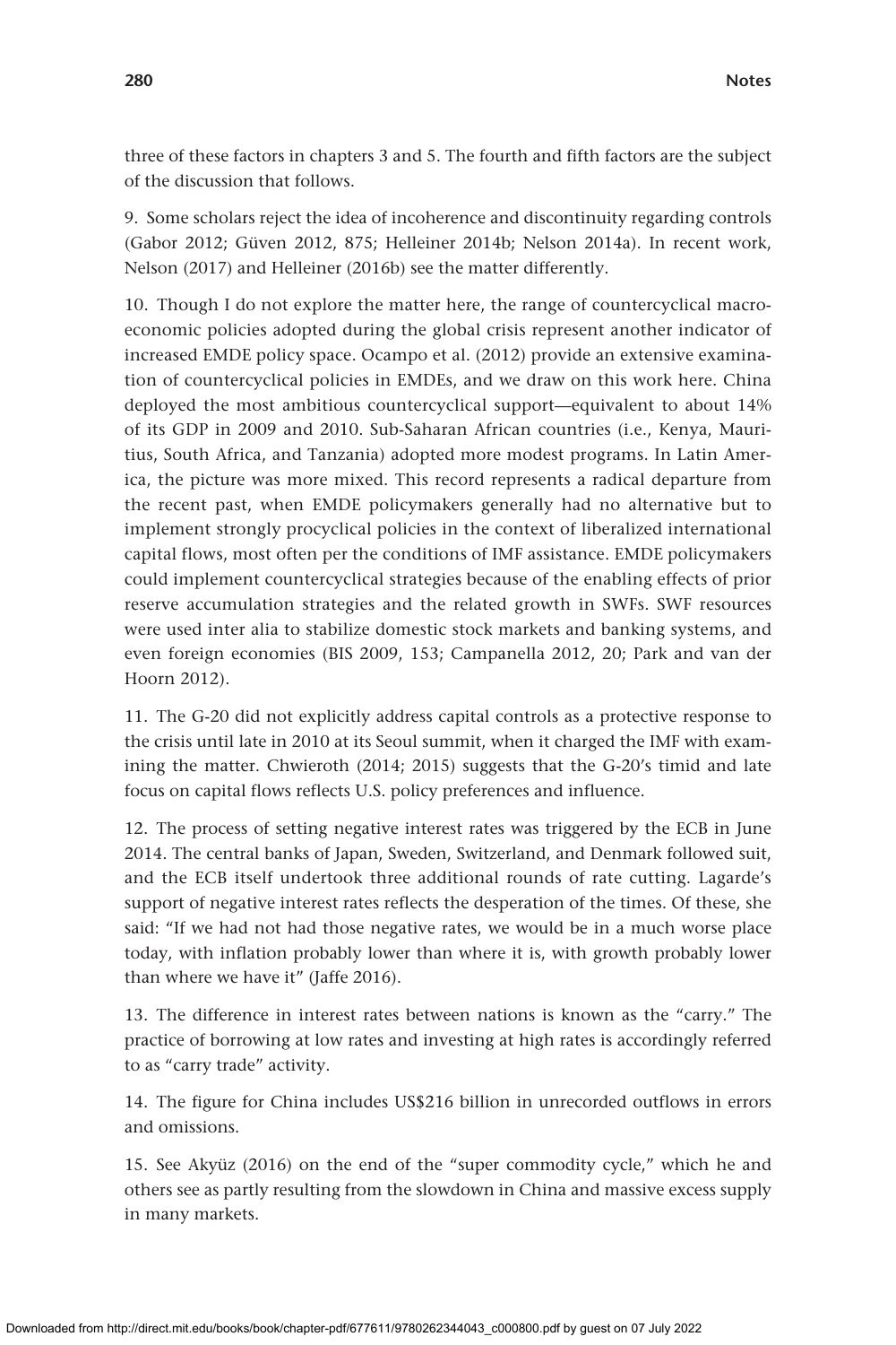three of these factors in chapters 3 and 5. The fourth and fifth factors are the subject of the discussion that follows.

9. Some scholars reject the idea of incoherence and discontinuity regarding controls (Gabor 2012; Güven 2012, 875; Helleiner 2014b; Nelson 2014a). In recent work, Nelson (2017) and Helleiner (2016b) see the matter differently.

10. Though I do not explore the matter here, the range of countercyclical macroeconomic policies adopted during the global crisis represent another indicator of increased EMDE policy space. Ocampo et al. (2012) provide an extensive examination of countercyclical policies in EMDEs, and we draw on this work here. China deployed the most ambitious countercyclical support—equivalent to about 14% of its GDP in 2009 and 2010. Sub-Saharan African countries (i.e., Kenya, Mauritius, South Africa, and Tanzania) adopted more modest programs. In Latin America, the picture was more mixed. This record represents a radical departure from the recent past, when EMDE policymakers generally had no alternative but to implement strongly procyclical policies in the context of liberalized international capital flows, most often per the conditions of IMF assistance. EMDE policymakers could implement countercyclical strategies because of the enabling effects of prior reserve accumulation strategies and the related growth in SWFs. SWF resources were used inter alia to stabilize domestic stock markets and banking systems, and even foreign economies (BIS 2009, 153; Campanella 2012, 20; Park and van der Hoorn 2012).

11. The G-20 did not explicitly address capital controls as a protective response to the crisis until late in 2010 at its Seoul summit, when it charged the IMF with examining the matter. Chwieroth (2014; 2015) suggests that the G-20's timid and late focus on capital flows reflects U.S. policy preferences and influence.

12. The process of setting negative interest rates was triggered by the ECB in June 2014. The central banks of Japan, Sweden, Switzerland, and Denmark followed suit, and the ECB itself undertook three additional rounds of rate cutting. Lagarde's support of negative interest rates reflects the desperation of the times. Of these, she said: "If we had not had those negative rates, we would be in a much worse place today, with inflation probably lower than where it is, with growth probably lower than where we have it" (Jaffe 2016).

13. The difference in interest rates between nations is known as the "carry." The practice of borrowing at low rates and investing at high rates is accordingly referred to as "carry trade" activity.

14. The figure for China includes US$216 billion in unrecorded outflows in errors and omissions.

15. See Akyüz (2016) on the end of the "super commodity cycle," which he and others see as partly resulting from the slowdown in China and massive excess supply in many markets.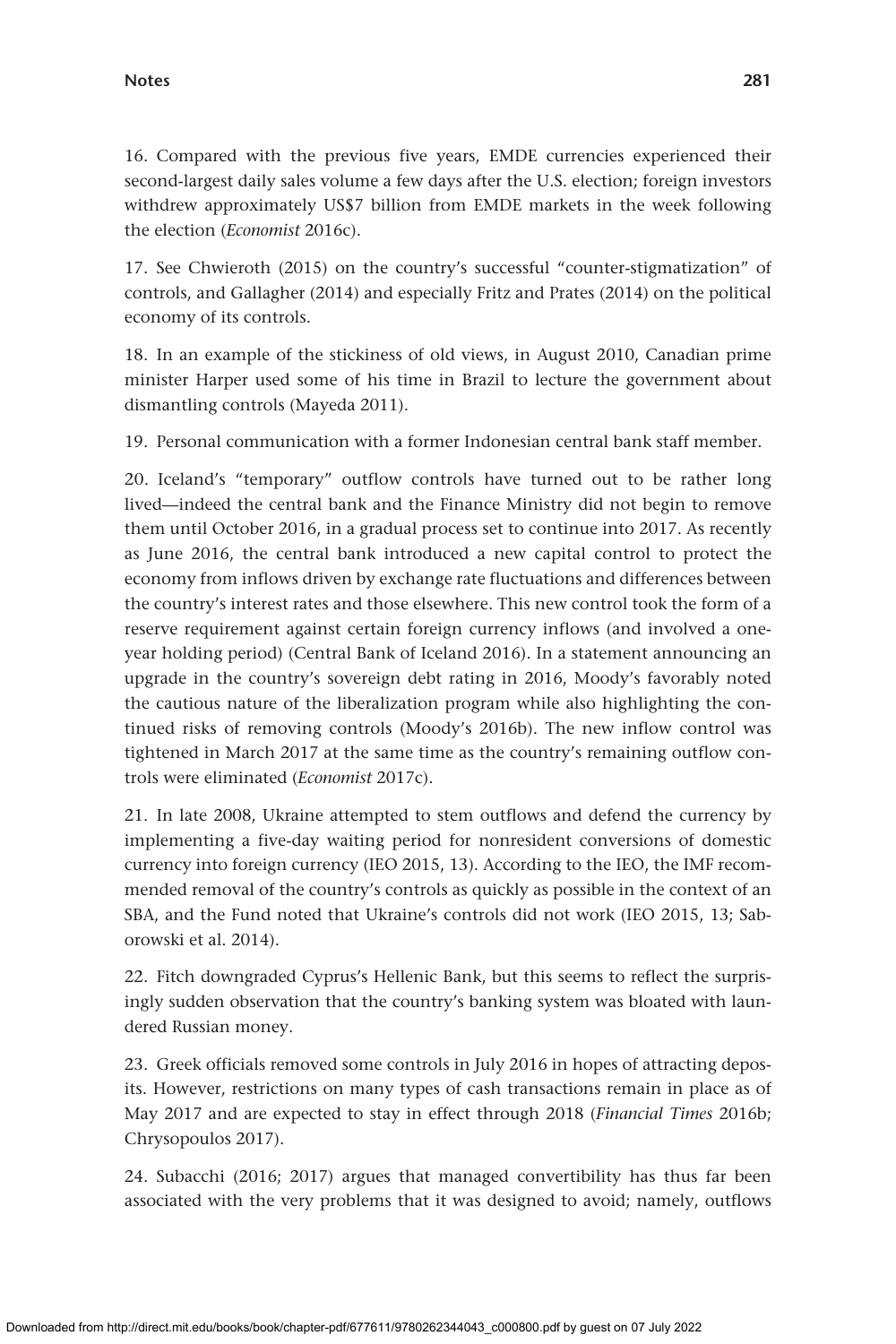16. Compared with the previous five years, EMDE currencies experienced their second-largest daily sales volume a few days after the U.S. election; foreign investors withdrew approximately US$7 billion from EMDE markets in the week following the election (*Economist* 2016c).

17. See Chwieroth (2015) on the country's successful "counter-stigmatization" of controls, and Gallagher (2014) and especially Fritz and Prates (2014) on the political economy of its controls.

18. In an example of the stickiness of old views, in August 2010, Canadian prime minister Harper used some of his time in Brazil to lecture the government about dismantling controls (Mayeda 2011).

19. Personal communication with a former Indonesian central bank staff member.

20. Iceland's "temporary" outflow controls have turned out to be rather long lived—indeed the central bank and the Finance Ministry did not begin to remove them until October 2016, in a gradual process set to continue into 2017. As recently as June 2016, the central bank introduced a new capital control to protect the economy from inflows driven by exchange rate fluctuations and differences between the country's interest rates and those elsewhere. This new control took the form of a reserve requirement against certain foreign currency inflows (and involved a one-year holding period) (Central Bank of Iceland 2016). In a statement announcing an upgrade in the country's sovereign debt rating in 2016, Moody's favorably noted the cautious nature of the liberalization program while also highlighting the continued risks of removing controls (Moody's 2016b). The new inflow control was tightened in March 2017 at the same time as the country's remaining outflow controls were eliminated (*Economist* 2017c).

21. In late 2008, Ukraine attempted to stem outflows and defend the currency by implementing a five-day waiting period for nonresident conversions of domestic currency into foreign currency (IEO 2015, 13). According to the IEO, the IMF recommended removal of the country's controls as quickly as possible in the context of an SBA, and the Fund noted that Ukraine's controls did not work (IEO 2015, 13; Saborowski et al. 2014).

22. Fitch downgraded Cyprus's Hellenic Bank, but this seems to reflect the surprisingly sudden observation that the country's banking system was bloated with laundered Russian money.

23. Greek officials removed some controls in July 2016 in hopes of attracting deposits. However, restrictions on many types of cash transactions remain in place as of May 2017 and are expected to stay in effect through 2018 (*Financial Times* 2016b; Chrysopoulos 2017).

24. Subacchi (2016; 2017) argues that managed convertibility has thus far been associated with the very problems that it was designed to avoid; namely, outflows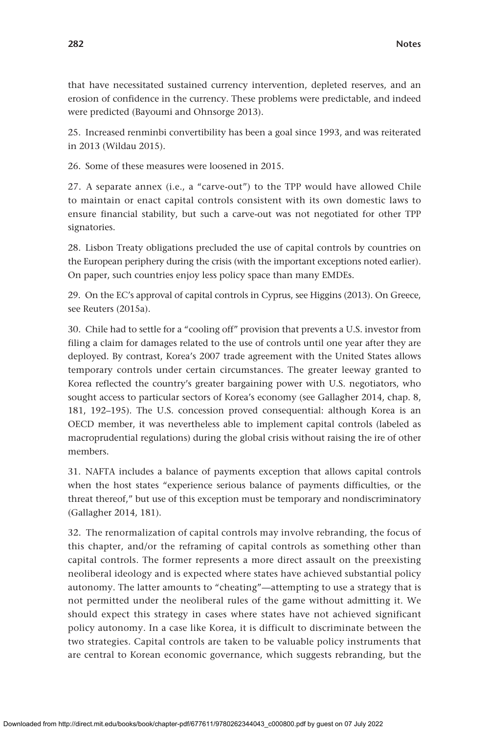that have necessitated sustained currency intervention, depleted reserves, and an erosion of confidence in the currency. These problems were predictable, and indeed were predicted (Bayoumi and Ohnsorge 2013).

25. Increased renminbi convertibility has been a goal since 1993, and was reiterated in 2013 (Wildau 2015).

26. Some of these measures were loosened in 2015.

27. A separate annex (i.e., a "carve-out") to the TPP would have allowed Chile to maintain or enact capital controls consistent with its own domestic laws to ensure financial stability, but such a carve-out was not negotiated for other TPP signatories.

28. Lisbon Treaty obligations precluded the use of capital controls by countries on the European periphery during the crisis (with the important exceptions noted earlier). On paper, such countries enjoy less policy space than many EMDEs.

29. On the EC's approval of capital controls in Cyprus, see Higgins (2013). On Greece, see Reuters (2015a).

30. Chile had to settle for a "cooling off" provision that prevents a U.S. investor from filing a claim for damages related to the use of controls until one year after they are deployed. By contrast, Korea's 2007 trade agreement with the United States allows temporary controls under certain circumstances. The greater leeway granted to Korea reflected the country's greater bargaining power with U.S. negotiators, who sought access to particular sectors of Korea's economy (see Gallagher 2014, chap. 8, 181, 192–195). The U.S. concession proved consequential: although Korea is an OECD member, it was nevertheless able to implement capital controls (labeled as macroprudential regulations) during the global crisis without raising the ire of other members.

31. NAFTA includes a balance of payments exception that allows capital controls when the host states "experience serious balance of payments difficulties, or the threat thereof," but use of this exception must be temporary and nondiscriminatory (Gallagher 2014, 181).

32. The renormalization of capital controls may involve rebranding, the focus of this chapter, and/or the reframing of capital controls as something other than capital controls. The former represents a more direct assault on the preexisting neoliberal ideology and is expected where states have achieved substantial policy autonomy. The latter amounts to "cheating"—attempting to use a strategy that is not permitted under the neoliberal rules of the game without admitting it. We should expect this strategy in cases where states have not achieved significant policy autonomy. In a case like Korea, it is difficult to discriminate between the two strategies. Capital controls are taken to be valuable policy instruments that are central to Korean economic governance, which suggests rebranding, but the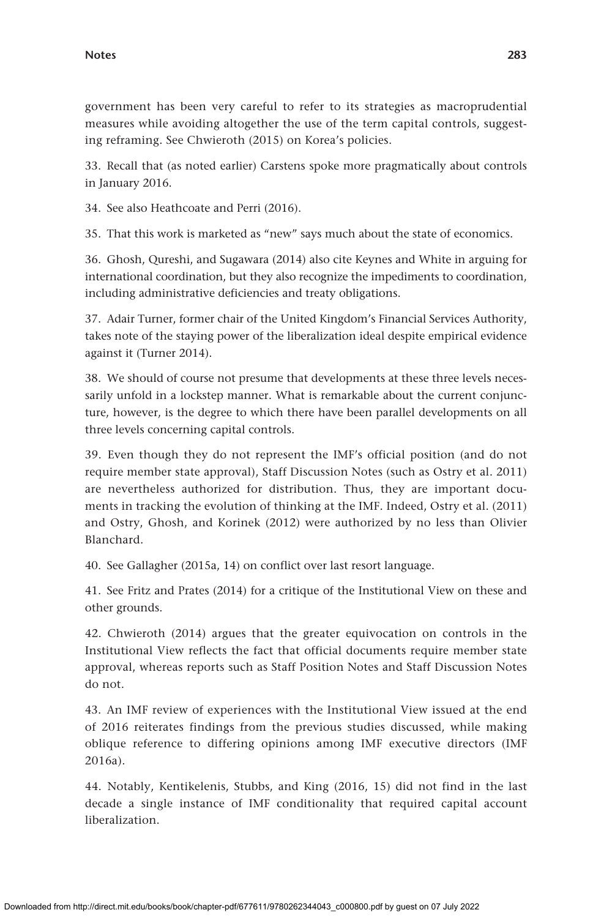government has been very careful to refer to its strategies as macroprudential measures while avoiding altogether the use of the term capital controls, suggesting reframing. See Chwieroth (2015) on Korea's policies.

33. Recall that (as noted earlier) Carstens spoke more pragmatically about controls in January 2016.

34. See also Heathcoate and Perri (2016).

35. That this work is marketed as "new" says much about the state of economics.

36. Ghosh, Qureshi, and Sugawara (2014) also cite Keynes and White in arguing for international coordination, but they also recognize the impediments to coordination, including administrative deficiencies and treaty obligations.

37. Adair Turner, former chair of the United Kingdom's Financial Services Authority, takes note of the staying power of the liberalization ideal despite empirical evidence against it (Turner 2014).

38. We should of course not presume that developments at these three levels necessarily unfold in a lockstep manner. What is remarkable about the current conjuncture, however, is the degree to which there have been parallel developments on all three levels concerning capital controls.

39. Even though they do not represent the IMF's official position (and do not require member state approval), Staff Discussion Notes (such as Ostry et al. 2011) are nevertheless authorized for distribution. Thus, they are important documents in tracking the evolution of thinking at the IMF. Indeed, Ostry et al. (2011) and Ostry, Ghosh, and Korinek (2012) were authorized by no less than Olivier Blanchard.

40. See Gallagher (2015a, 14) on conflict over last resort language.

41. See Fritz and Prates (2014) for a critique of the Institutional View on these and other grounds.

42. Chwieroth (2014) argues that the greater equivocation on controls in the Institutional View reflects the fact that official documents require member state approval, whereas reports such as Staff Position Notes and Staff Discussion Notes do not.

43. An IMF review of experiences with the Institutional View issued at the end of 2016 reiterates findings from the previous studies discussed, while making oblique reference to differing opinions among IMF executive directors (IMF 2016a).

44. Notably, Kentikelenis, Stubbs, and King (2016, 15) did not find in the last decade a single instance of IMF conditionality that required capital account liberalization.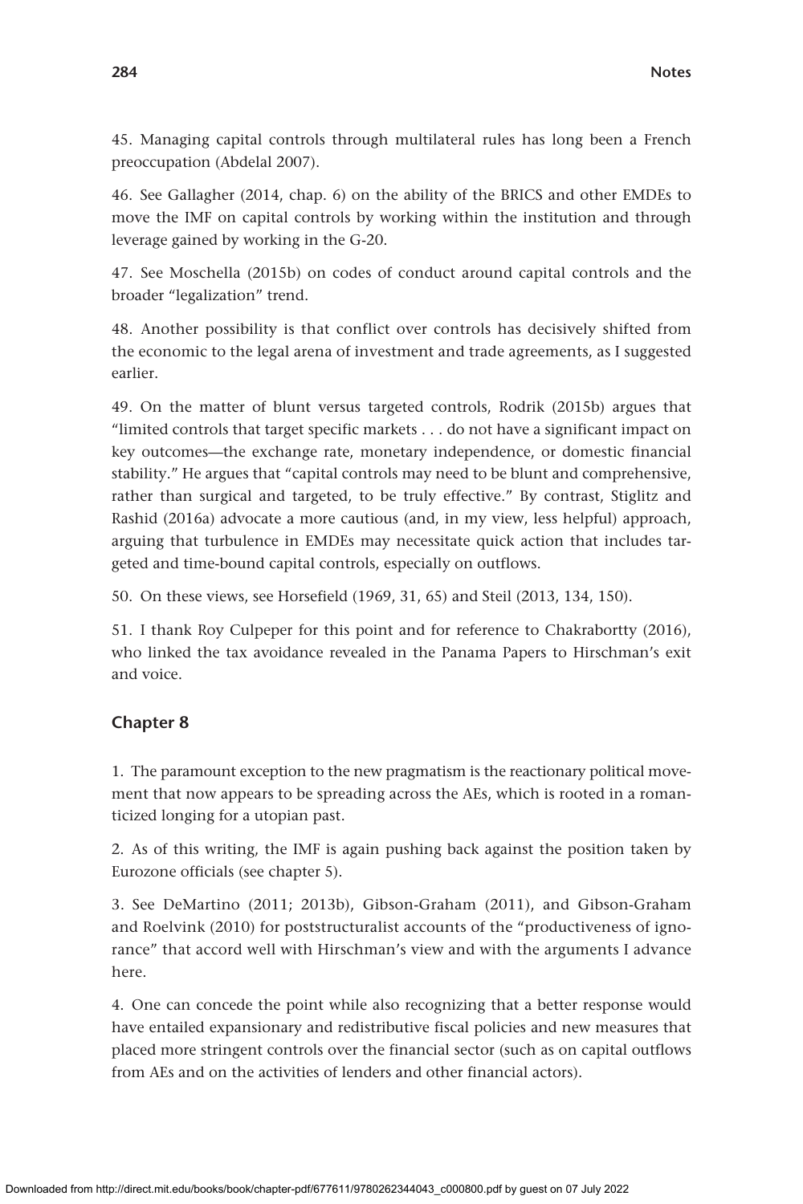45. Managing capital controls through multilateral rules has long been a French preoccupation (Abdelal 2007).

46. See Gallagher (2014, chap. 6) on the ability of the BRICS and other EMDEs to move the IMF on capital controls by working within the institution and through leverage gained by working in the G-20.

47. See Moschella (2015b) on codes of conduct around capital controls and the broader "legalization" trend.

48. Another possibility is that conflict over controls has decisively shifted from the economic to the legal arena of investment and trade agreements, as I suggested earlier.

49. On the matter of blunt versus targeted controls, Rodrik (2015b) argues that "limited controls that target specific markets . . . do not have a significant impact on key outcomes—the exchange rate, monetary independence, or domestic financial stability." He argues that "capital controls may need to be blunt and comprehensive, rather than surgical and targeted, to be truly effective." By contrast, Stiglitz and Rashid (2016a) advocate a more cautious (and, in my view, less helpful) approach, arguing that turbulence in EMDEs may necessitate quick action that includes targeted and time-bound capital controls, especially on outflows.

50. On these views, see Horsefield (1969, 31, 65) and Steil (2013, 134, 150).

51. I thank Roy Culpeper for this point and for reference to Chakrabortty (2016), who linked the tax avoidance revealed in the Panama Papers to Hirschman's exit and voice.

## Chapter 8

1. The paramount exception to the new pragmatism is the reactionary political movement that now appears to be spreading across the AEs, which is rooted in a romanticized longing for a utopian past.

2. As of this writing, the IMF is again pushing back against the position taken by Eurozone officials (see chapter 5).

3. See DeMartino (2011; 2013b), Gibson-Graham (2011), and Gibson-Graham and Roelvink (2010) for poststructuralist accounts of the "productiveness of ignorance" that accord well with Hirschman's view and with the arguments I advance here.

4. One can concede the point while also recognizing that a better response would have entailed expansionary and redistributive fiscal policies and new measures that placed more stringent controls over the financial sector (such as on capital outflows from AEs and on the activities of lenders and other financial actors).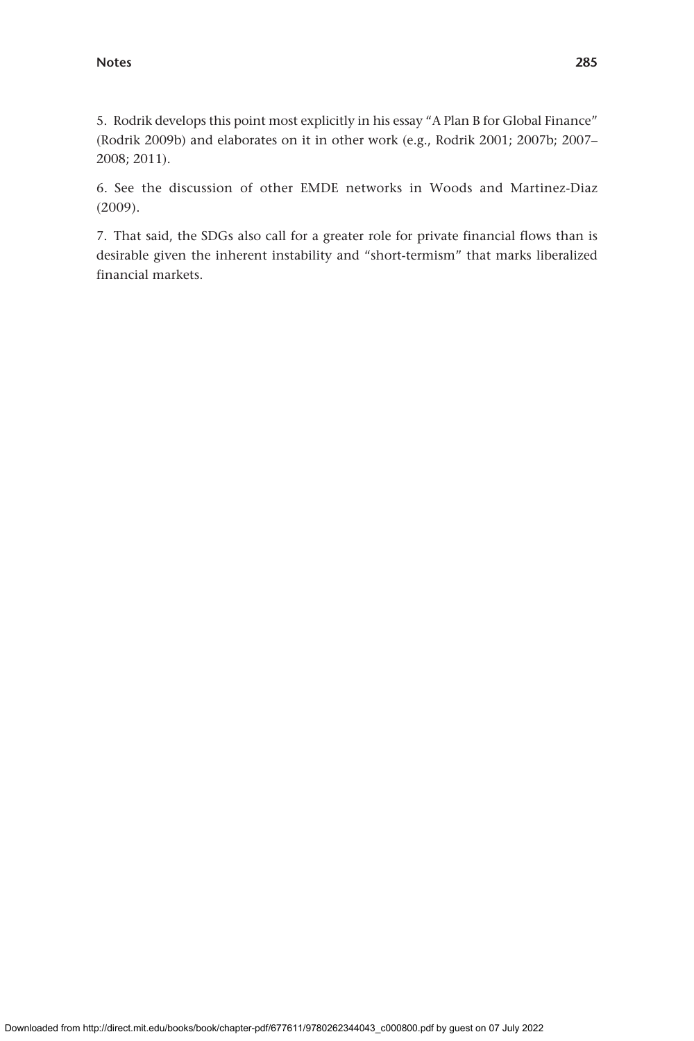5. Rodrik develops this point most explicitly in his essay "A Plan B for Global Finance" (Rodrik 2009b) and elaborates on it in other work (e.g., Rodrik 2001; 2007b; 2007–2008; 2011).

6. See the discussion of other EMDE networks in Woods and Martinez-Diaz (2009).

7. That said, the SDGs also call for a greater role for private financial flows than is desirable given the inherent instability and "short-termism" that marks liberalized financial markets.